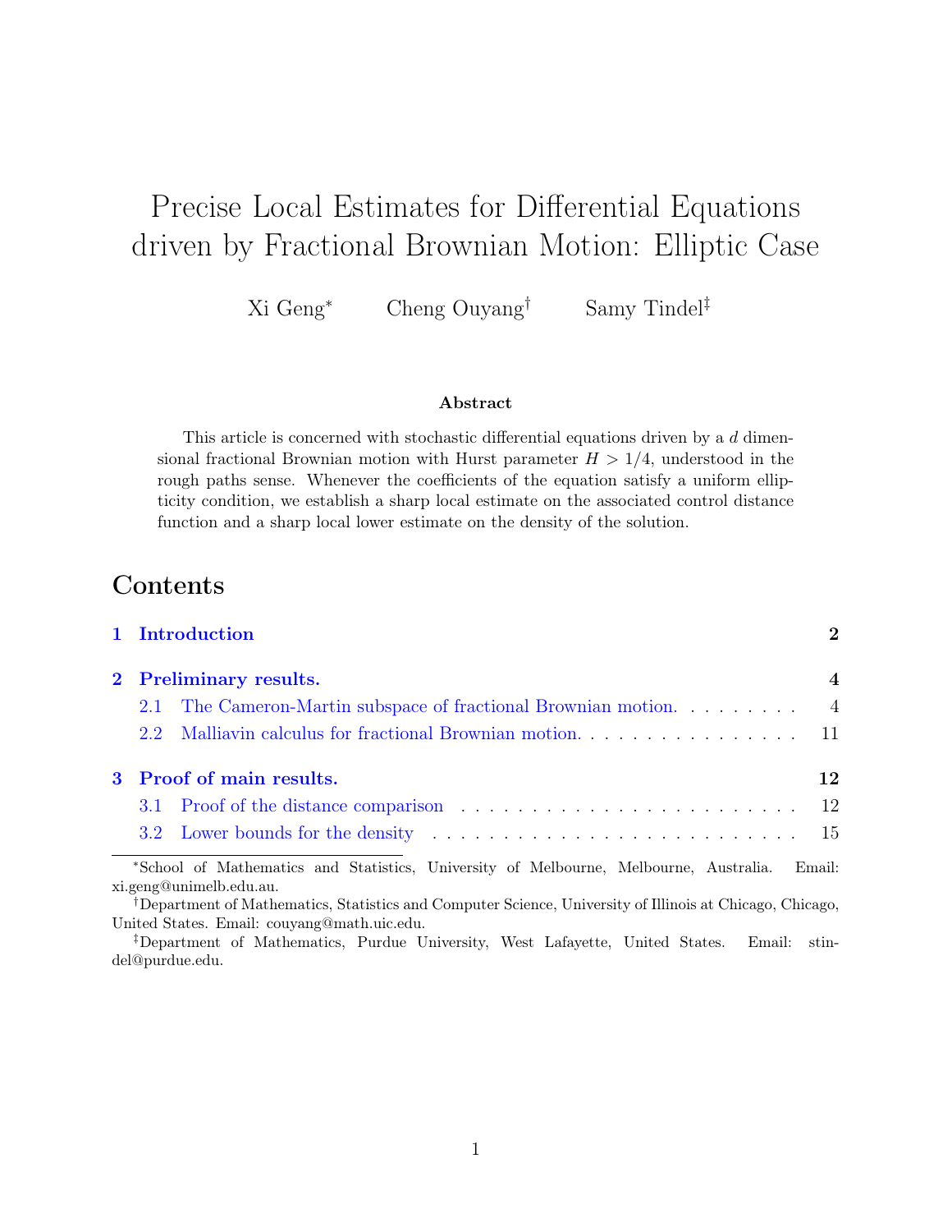# Precise Local Estimates for Differential Equations driven by Fractional Brownian Motion: Elliptic Case

Xi Geng[*] Cheng Ouyang[†] Samy Tindel[‡]

### Abstract

This article is concerned with stochastic differential equations driven by a $d$ dimensional fractional Brownian motion with Hurst parameter $H > 1/4$, understood in the rough paths sense. Whenever the coefficients of the equation satisfy a uniform ellipticity condition, we establish a sharp local estimate on the associated control distance function and a sharp local lower estimate on the density of the solution.

## Contents

- 1 Introduction — 2
- 2 Preliminary results. — 4
  - 2.1 The Cameron-Martin subspace of fractional Brownian motion. — 4
  - 2.2 Malliavin calculus for fractional Brownian motion. — 11
- 3 Proof of main results. — 12
  - 3.1 Proof of the distance comparison — 12
  - 3.2 Lower bounds for the density — 15

---

[*] School of Mathematics and Statistics, University of Melbourne, Melbourne, Australia. Email: xi.geng@unimelb.edu.au.

[†] Department of Mathematics, Statistics and Computer Science, University of Illinois at Chicago, Chicago, United States. Email: couyang@math.uic.edu.

[‡] Department of Mathematics, Purdue University, West Lafayette, United States. Email: stindel@purdue.edu.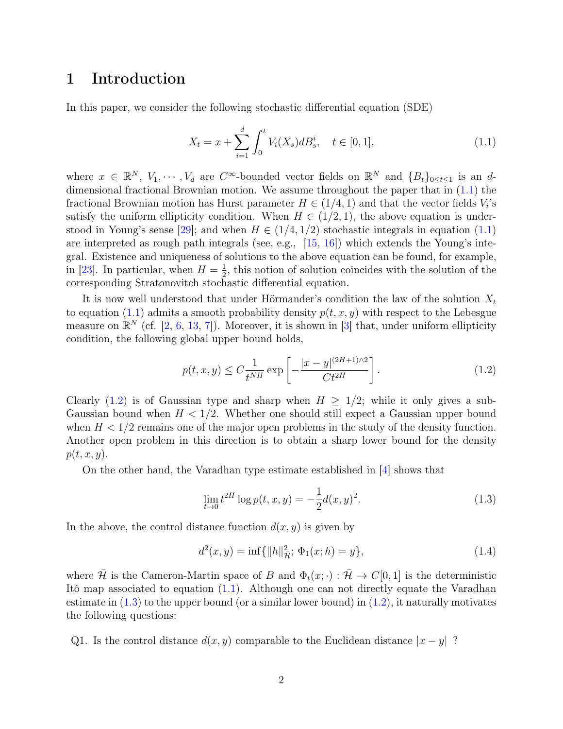# 1 Introduction

In this paper, we consider the following stochastic differential equation (SDE)

$$X_t = x + \sum_{i=1}^{d} \int_0^t V_i(X_s) dB_s^i, \quad t \in [0,1], \tag{1.1}$$

where $x \in \mathbb{R}^N$, $V_1, \cdots, V_d$ are $C^\infty$-bounded vector fields on $\mathbb{R}^N$ and $\{B_t\}_{0\le t\le 1}$ is an $d$-dimensional fractional Brownian motion. We assume throughout the paper that in (1.1) the fractional Brownian motion has Hurst parameter $H \in (1/4, 1)$ and that the vector fields $V_i$'s satisfy the uniform ellipticity condition. When $H \in (1/2, 1)$, the above equation is understood in Young's sense [29]; and when $H \in (1/4, 1/2)$ stochastic integrals in equation (1.1) are interpreted as rough path integrals (see, e.g., [15, 16]) which extends the Young's integral. Existence and uniqueness of solutions to the above equation can be found, for example, in [23]. In particular, when $H = \frac{1}{2}$, this notion of solution coincides with the solution of the corresponding Stratonovitch stochastic differential equation.

It is now well understood that under Hörmander's condition the law of the solution $X_t$ to equation (1.1) admits a smooth probability density $p(t, x, y)$ with respect to the Lebesgue measure on $\mathbb{R}^N$ (cf. [2, 6, 13, 7]). Moreover, it is shown in [3] that, under uniform ellipticity condition, the following global upper bound holds,

$$p(t, x, y) \le C \frac{1}{t^{NH}} \exp\left[-\frac{|x-y|^{(2H+1)\wedge 2}}{Ct^{2H}}\right]. \tag{1.2}$$

Clearly (1.2) is of Gaussian type and sharp when $H \ge 1/2$; while it only gives a sub-Gaussian bound when $H < 1/2$. Whether one should still expect a Gaussian upper bound when $H < 1/2$ remains one of the major open problems in the study of the density function. Another open problem in this direction is to obtain a sharp lower bound for the density $p(t, x, y)$.

On the other hand, the Varadhan type estimate established in [4] shows that

$$\lim_{t\to 0} t^{2H} \log p(t, x, y) = -\frac{1}{2} d(x, y)^2. \tag{1.3}$$

In the above, the control distance function $d(x, y)$ is given by

$$d^2(x, y) = \inf\{\|h\|_{\bar{\mathcal{H}}}^2;\ \Phi_1(x; h) = y\}, \tag{1.4}$$

where $\bar{\mathcal{H}}$ is the Cameron-Martin space of $B$ and $\Phi_t(x; \cdot) : \bar{\mathcal{H}} \to C[0,1]$ is the deterministic Itô map associated to equation (1.1). Although one can not directly equate the Varadhan estimate in (1.3) to the upper bound (or a similar lower bound) in (1.2), it naturally motivates the following questions:

Q1. Is the control distance $d(x, y)$ comparable to the Euclidean distance $|x - y|$ ?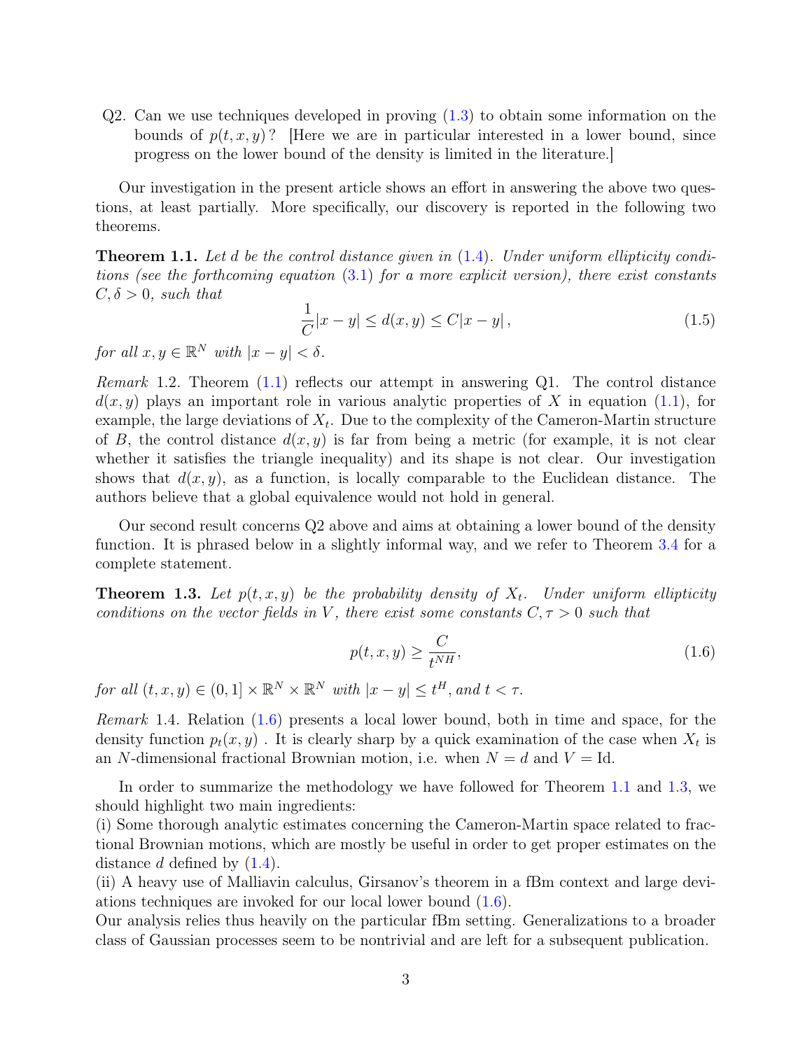Q2. Can we use techniques developed in proving (1.3) to obtain some information on the bounds of $p(t, x, y)$? [Here we are in particular interested in a lower bound, since progress on the lower bound of the density is limited in the literature.]

Our investigation in the present article shows an effort in answering the above two questions, at least partially. More specifically, our discovery is reported in the following two theorems.

**Theorem 1.1.** *Let $d$ be the control distance given in (1.4). Under uniform ellipticity conditions (see the forthcoming equation (3.1) for a more explicit version), there exist constants $C, \delta > 0$, such that*

$$\frac{1}{C}|x - y| \leq d(x, y) \leq C|x - y|\,, \tag{1.5}$$

*for all $x, y \in \mathbb{R}^N$ with $|x - y| < \delta$.*

*Remark* 1.2. Theorem (1.1) reflects our attempt in answering Q1. The control distance $d(x, y)$ plays an important role in various analytic properties of $X$ in equation (1.1), for example, the large deviations of $X_t$. Due to the complexity of the Cameron-Martin structure of $B$, the control distance $d(x, y)$ is far from being a metric (for example, it is not clear whether it satisfies the triangle inequality) and its shape is not clear. Our investigation shows that $d(x, y)$, as a function, is locally comparable to the Euclidean distance. The authors believe that a global equivalence would not hold in general.

Our second result concerns Q2 above and aims at obtaining a lower bound of the density function. It is phrased below in a slightly informal way, and we refer to Theorem 3.4 for a complete statement.

**Theorem 1.3.** *Let $p(t, x, y)$ be the probability density of $X_t$. Under uniform ellipticity conditions on the vector fields in $V$, there exist some constants $C, \tau > 0$ such that*

$$p(t, x, y) \geq \frac{C}{t^{NH}}, \tag{1.6}$$

*for all $(t, x, y) \in (0, 1] \times \mathbb{R}^N \times \mathbb{R}^N$ with $|x - y| \leq t^H$, and $t < \tau$.*

*Remark* 1.4. Relation (1.6) presents a local lower bound, both in time and space, for the density function $p_t(x, y)$ . It is clearly sharp by a quick examination of the case when $X_t$ is an $N$-dimensional fractional Brownian motion, i.e. when $N = d$ and $V = \mathrm{Id}$.

In order to summarize the methodology we have followed for Theorem 1.1 and 1.3, we should highlight two main ingredients:
(i) Some thorough analytic estimates concerning the Cameron-Martin space related to fractional Brownian motions, which are mostly be useful in order to get proper estimates on the distance $d$ defined by (1.4).
(ii) A heavy use of Malliavin calculus, Girsanov's theorem in a fBm context and large deviations techniques are invoked for our local lower bound (1.6).
Our analysis relies thus heavily on the particular fBm setting. Generalizations to a broader class of Gaussian processes seem to be nontrivial and are left for a subsequent publication.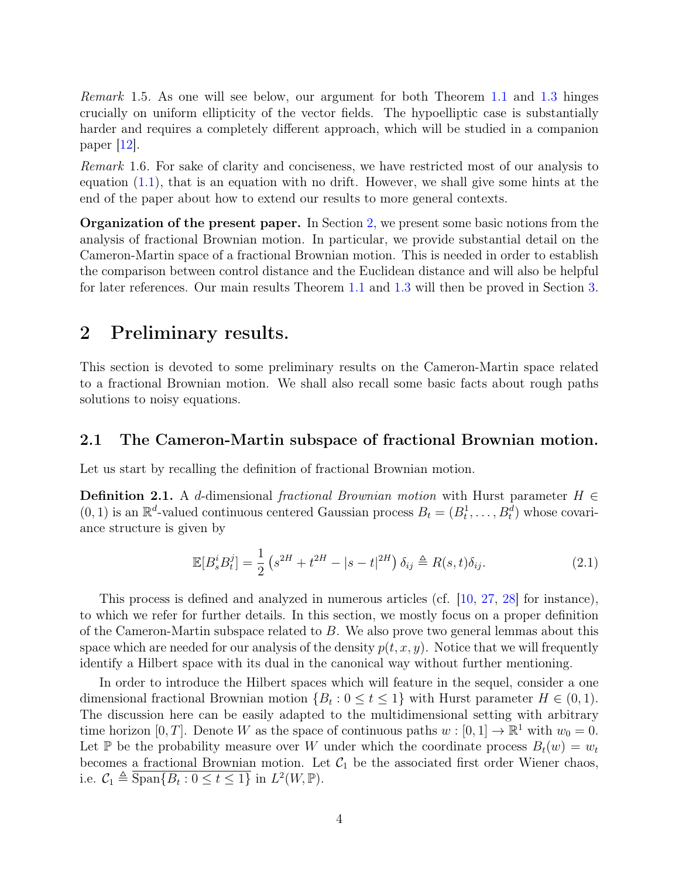*Remark* 1.5. As one will see below, our argument for both Theorem 1.1 and 1.3 hinges crucially on uniform ellipticity of the vector fields. The hypoelliptic case is substantially harder and requires a completely different approach, which will be studied in a companion paper [12].

*Remark* 1.6. For sake of clarity and conciseness, we have restricted most of our analysis to equation (1.1), that is an equation with no drift. However, we shall give some hints at the end of the paper about how to extend our results to more general contexts.

**Organization of the present paper.** In Section 2, we present some basic notions from the analysis of fractional Brownian motion. In particular, we provide substantial detail on the Cameron-Martin space of a fractional Brownian motion. This is needed in order to establish the comparison between control distance and the Euclidean distance and will also be helpful for later references. Our main results Theorem 1.1 and 1.3 will then be proved in Section 3.

# 2 Preliminary results.

This section is devoted to some preliminary results on the Cameron-Martin space related to a fractional Brownian motion. We shall also recall some basic facts about rough paths solutions to noisy equations.

## 2.1 The Cameron-Martin subspace of fractional Brownian motion.

Let us start by recalling the definition of fractional Brownian motion.

**Definition 2.1.** A $d$-dimensional *fractional Brownian motion* with Hurst parameter $H \in (0,1)$ is an $\mathbb{R}^d$-valued continuous centered Gaussian process $B_t = (B_t^1, \dots, B_t^d)$ whose covariance structure is given by

$$\mathbb{E}[B_s^i B_t^j] = \frac{1}{2}\left(s^{2H} + t^{2H} - |s-t|^{2H}\right)\delta_{ij} \triangleq R(s,t)\delta_{ij}. \tag{2.1}$$

This process is defined and analyzed in numerous articles (cf. [10, 27, 28] for instance), to which we refer for further details. In this section, we mostly focus on a proper definition of the Cameron-Martin subspace related to $B$. We also prove two general lemmas about this space which are needed for our analysis of the density $p(t,x,y)$. Notice that we will frequently identify a Hilbert space with its dual in the canonical way without further mentioning.

In order to introduce the Hilbert spaces which will feature in the sequel, consider a one dimensional fractional Brownian motion $\{B_t : 0 \le t \le 1\}$ with Hurst parameter $H \in (0,1)$. The discussion here can be easily adapted to the multidimensional setting with arbitrary time horizon $[0,T]$. Denote $W$ as the space of continuous paths $w : [0,1] \to \mathbb{R}^1$ with $w_0 = 0$. Let $\mathbb{P}$ be the probability measure over $W$ under which the coordinate process $B_t(w) = w_t$ becomes a fractional Brownian motion. Let $\mathcal{C}_1$ be the associated first order Wiener chaos, i.e. $\mathcal{C}_1 \triangleq \overline{\mathrm{Span}\{B_t : 0 \le t \le 1\}}$ in $L^2(W,\mathbb{P})$.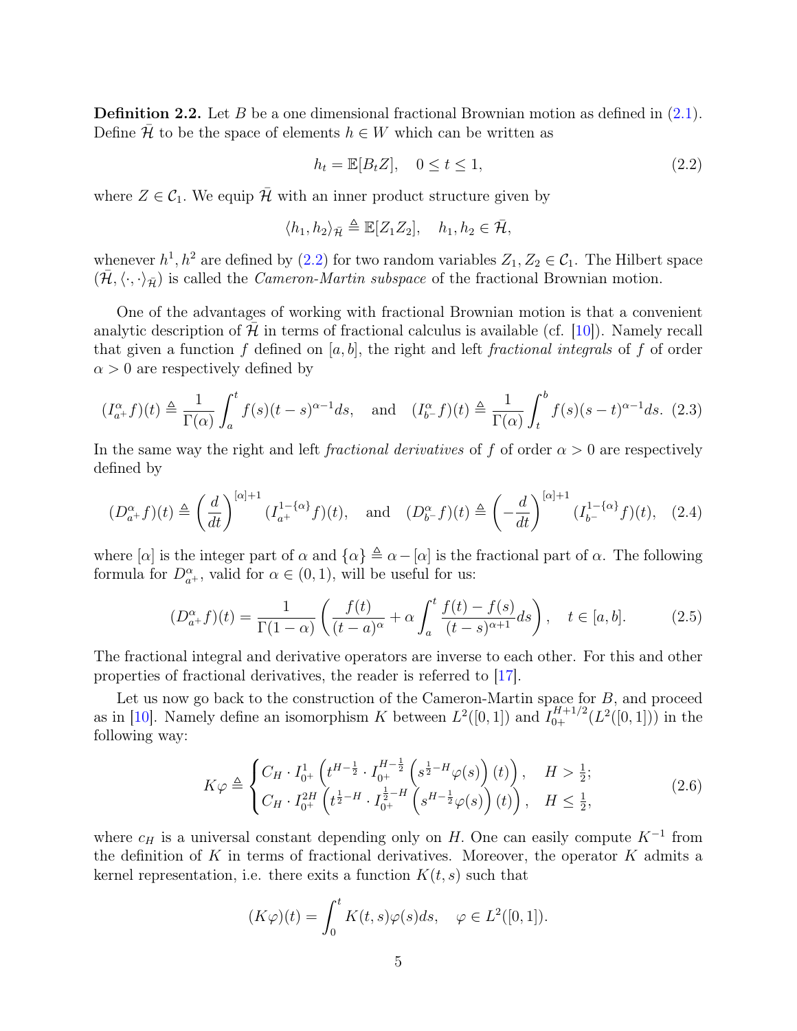**Definition 2.2.** Let $B$ be a one dimensional fractional Brownian motion as defined in (2.1). Define $\bar{\mathcal{H}}$ to be the space of elements $h \in W$ which can be written as

$$h_t = \mathbb{E}[B_t Z], \quad 0 \le t \le 1, \tag{2.2}$$

where $Z \in \mathcal{C}_1$. We equip $\bar{\mathcal{H}}$ with an inner product structure given by

$$\langle h_1, h_2 \rangle_{\bar{\mathcal{H}}} \triangleq \mathbb{E}[Z_1 Z_2], \quad h_1, h_2 \in \bar{\mathcal{H}},$$

whenever $h^1, h^2$ are defined by (2.2) for two random variables $Z_1, Z_2 \in \mathcal{C}_1$. The Hilbert space $(\bar{\mathcal{H}}, \langle \cdot, \cdot \rangle_{\bar{\mathcal{H}}})$ is called the *Cameron-Martin subspace* of the fractional Brownian motion.

One of the advantages of working with fractional Brownian motion is that a convenient analytic description of $\bar{\mathcal{H}}$ in terms of fractional calculus is available (cf. [10]). Namely recall that given a function $f$ defined on $[a,b]$, the right and left *fractional integrals* of $f$ of order $\alpha > 0$ are respectively defined by

$$(I^\alpha_{a^+} f)(t) \triangleq \frac{1}{\Gamma(\alpha)} \int_a^t f(s)(t-s)^{\alpha-1} ds, \quad \text{and} \quad (I^\alpha_{b^-} f)(t) \triangleq \frac{1}{\Gamma(\alpha)} \int_t^b f(s)(s-t)^{\alpha-1} ds. \tag{2.3}$$

In the same way the right and left *fractional derivatives* of $f$ of order $\alpha > 0$ are respectively defined by

$$(D^\alpha_{a^+} f)(t) \triangleq \left(\frac{d}{dt}\right)^{[\alpha]+1} (I^{1-\{\alpha\}}_{a^+} f)(t), \quad \text{and} \quad (D^\alpha_{b^-} f)(t) \triangleq \left(-\frac{d}{dt}\right)^{[\alpha]+1} (I^{1-\{\alpha\}}_{b^-} f)(t), \tag{2.4}$$

where $[\alpha]$ is the integer part of $\alpha$ and $\{\alpha\} \triangleq \alpha - [\alpha]$ is the fractional part of $\alpha$. The following formula for $D^\alpha_{a^+}$, valid for $\alpha \in (0,1)$, will be useful for us:

$$(D^\alpha_{a^+} f)(t) = \frac{1}{\Gamma(1-\alpha)} \left( \frac{f(t)}{(t-a)^\alpha} + \alpha \int_a^t \frac{f(t) - f(s)}{(t-s)^{\alpha+1}} ds \right), \quad t \in [a,b]. \tag{2.5}$$

The fractional integral and derivative operators are inverse to each other. For this and other properties of fractional derivatives, the reader is referred to [17].

Let us now go back to the construction of the Cameron-Martin space for $B$, and proceed as in [10]. Namely define an isomorphism $K$ between $L^2([0,1])$ and $I^{H+1/2}_{0+}(L^2([0,1]))$ in the following way:

$$K\varphi \triangleq \begin{cases} C_H \cdot I^1_{0^+} \left( t^{H-\frac{1}{2}} \cdot I^{H-\frac{1}{2}}_{0^+} \left( s^{\frac{1}{2}-H} \varphi(s) \right)(t) \right), & H > \frac{1}{2}; \\ C_H \cdot I^{2H}_{0^+} \left( t^{\frac{1}{2}-H} \cdot I^{\frac{1}{2}-H}_{0^+} \left( s^{H-\frac{1}{2}} \varphi(s) \right)(t) \right), & H \le \frac{1}{2}, \end{cases} \tag{2.6}$$

where $c_H$ is a universal constant depending only on $H$. One can easily compute $K^{-1}$ from the definition of $K$ in terms of fractional derivatives. Moreover, the operator $K$ admits a kernel representation, i.e. there exits a function $K(t,s)$ such that

$$(K\varphi)(t) = \int_0^t K(t,s) \varphi(s) ds, \quad \varphi \in L^2([0,1]).$$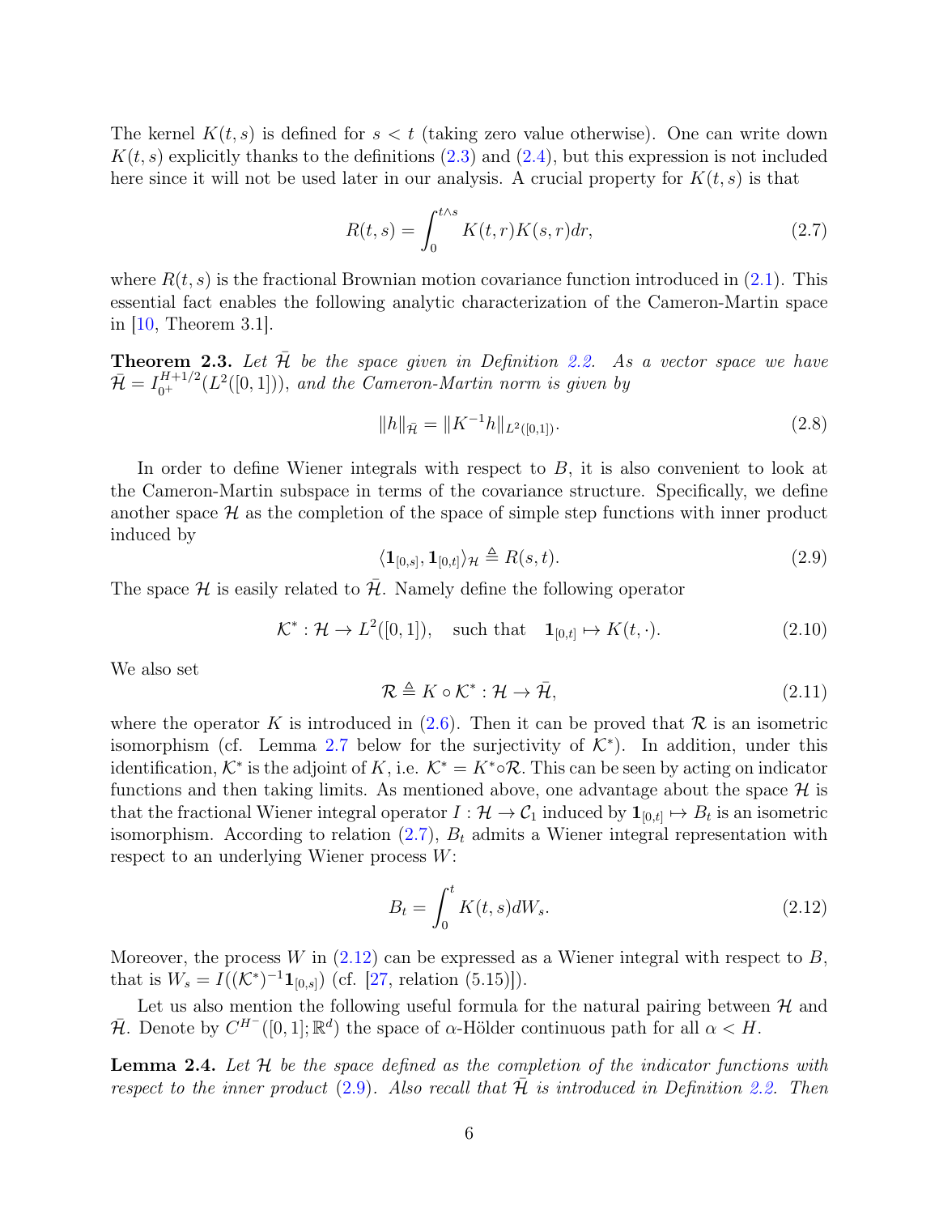The kernel $K(t,s)$ is defined for $s < t$ (taking zero value otherwise). One can write down $K(t,s)$ explicitly thanks to the definitions (2.3) and (2.4), but this expression is not included here since it will not be used later in our analysis. A crucial property for $K(t,s)$ is that

$$R(t,s) = \int_0^{t \wedge s} K(t,r)K(s,r)dr, \tag{2.7}$$

where $R(t,s)$ is the fractional Brownian motion covariance function introduced in (2.1). This essential fact enables the following analytic characterization of the Cameron-Martin space in [10, Theorem 3.1].

**Theorem 2.3.** *Let $\bar{\mathcal{H}}$ be the space given in Definition 2.2. As a vector space we have $\bar{\mathcal{H}} = I_{0^+}^{H+1/2}(L^2([0,1]))$, and the Cameron-Martin norm is given by*

$$\|h\|_{\bar{\mathcal{H}}} = \|K^{-1}h\|_{L^2([0,1])}. \tag{2.8}$$

In order to define Wiener integrals with respect to $B$, it is also convenient to look at the Cameron-Martin subspace in terms of the covariance structure. Specifically, we define another space $\mathcal{H}$ as the completion of the space of simple step functions with inner product induced by

$$\langle \mathbf{1}_{[0,s]}, \mathbf{1}_{[0,t]} \rangle_{\mathcal{H}} \triangleq R(s,t). \tag{2.9}$$

The space $\mathcal{H}$ is easily related to $\bar{\mathcal{H}}$. Namely define the following operator

$$\mathcal{K}^* : \mathcal{H} \to L^2([0,1]), \quad \text{such that} \quad \mathbf{1}_{[0,t]} \mapsto K(t,\cdot). \tag{2.10}$$

We also set

$$\mathcal{R} \triangleq K \circ \mathcal{K}^* : \mathcal{H} \to \bar{\mathcal{H}}, \tag{2.11}$$

where the operator $K$ is introduced in (2.6). Then it can be proved that $\mathcal{R}$ is an isometric isomorphism (cf. Lemma 2.7 below for the surjectivity of $\mathcal{K}^*$). In addition, under this identification, $\mathcal{K}^*$ is the adjoint of $K$, i.e. $\mathcal{K}^* = K^* \circ \mathcal{R}$. This can be seen by acting on indicator functions and then taking limits. As mentioned above, one advantage about the space $\mathcal{H}$ is that the fractional Wiener integral operator $I : \mathcal{H} \to \mathcal{C}_1$ induced by $\mathbf{1}_{[0,t]} \mapsto B_t$ is an isometric isomorphism. According to relation (2.7), $B_t$ admits a Wiener integral representation with respect to an underlying Wiener process $W$:

$$B_t = \int_0^t K(t,s)dW_s. \tag{2.12}$$

Moreover, the process $W$ in (2.12) can be expressed as a Wiener integral with respect to $B$, that is $W_s = I((\mathcal{K}^*)^{-1}\mathbf{1}_{[0,s]})$ (cf. [27, relation (5.15)]).

Let us also mention the following useful formula for the natural pairing between $\mathcal{H}$ and $\bar{\mathcal{H}}$. Denote by $C^{H^-}([0,1];\mathbb{R}^d)$ the space of $\alpha$-Hölder continuous path for all $\alpha < H$.

**Lemma 2.4.** *Let $\mathcal{H}$ be the space defined as the completion of the indicator functions with respect to the inner product (2.9). Also recall that $\bar{\mathcal{H}}$ is introduced in Definition 2.2. Then*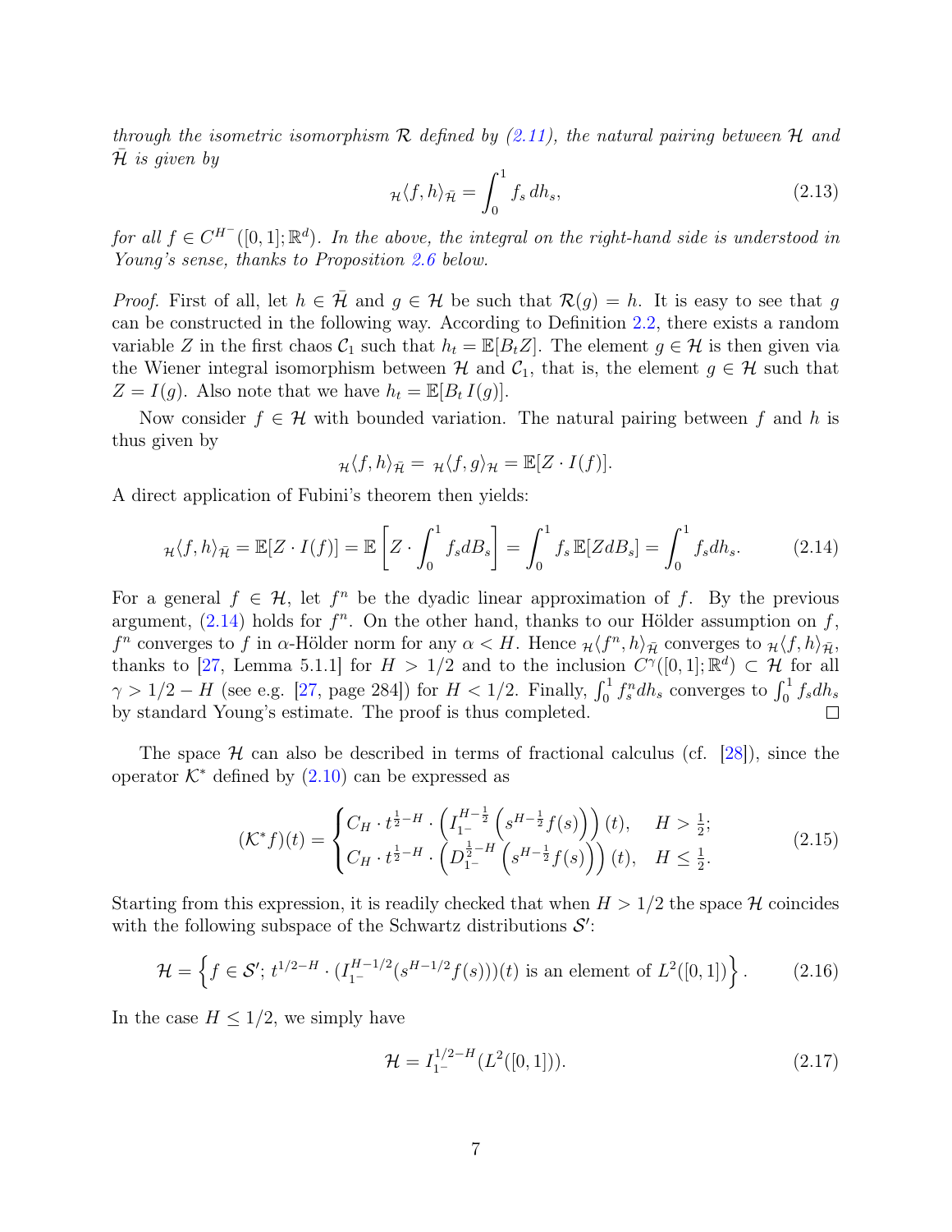*through the isometric isomorphism $\mathcal{R}$ defined by (2.11), the natural pairing between $\mathcal{H}$ and $\bar{\mathcal{H}}$ is given by*

$$
{}_{\mathcal{H}}\langle f, h\rangle_{\bar{\mathcal{H}}} = \int_0^1 f_s \, dh_s, \tag{2.13}
$$

*for all $f \in C^{H^-}([0,1];\mathbb{R}^d)$. In the above, the integral on the right-hand side is understood in Young's sense, thanks to Proposition 2.6 below.*

*Proof.* First of all, let $h \in \bar{\mathcal{H}}$ and $g \in \mathcal{H}$ be such that $\mathcal{R}(g) = h$. It is easy to see that $g$ can be constructed in the following way. According to Definition 2.2, there exists a random variable $Z$ in the first chaos $\mathcal{C}_1$ such that $h_t = \mathbb{E}[B_t Z]$. The element $g \in \mathcal{H}$ is then given via the Wiener integral isomorphism between $\mathcal{H}$ and $\mathcal{C}_1$, that is, the element $g \in \mathcal{H}$ such that $Z = I(g)$. Also note that we have $h_t = \mathbb{E}[B_t \, I(g)]$.

Now consider $f \in \mathcal{H}$ with bounded variation. The natural pairing between $f$ and $h$ is thus given by

$$
{}_{\mathcal{H}}\langle f, h\rangle_{\bar{\mathcal{H}}} = {}_{\mathcal{H}}\langle f, g\rangle_{\mathcal{H}} = \mathbb{E}[Z \cdot I(f)].
$$

A direct application of Fubini's theorem then yields:

$$
{}_{\mathcal{H}}\langle f, h\rangle_{\bar{\mathcal{H}}} = \mathbb{E}[Z \cdot I(f)] = \mathbb{E}\left[Z \cdot \int_0^1 f_s dB_s\right] = \int_0^1 f_s \, \mathbb{E}[Z dB_s] = \int_0^1 f_s dh_s. \tag{2.14}
$$

For a general $f \in \mathcal{H}$, let $f^n$ be the dyadic linear approximation of $f$. By the previous argument, (2.14) holds for $f^n$. On the other hand, thanks to our Hölder assumption on $f$, $f^n$ converges to $f$ in $\alpha$-Hölder norm for any $\alpha < H$. Hence ${}_{\mathcal{H}}\langle f^n, h\rangle_{\bar{\mathcal{H}}}$ converges to ${}_{\mathcal{H}}\langle f, h\rangle_{\bar{\mathcal{H}}}$, thanks to [27, Lemma 5.1.1] for $H > 1/2$ and to the inclusion $C^{\gamma}([0,1];\mathbb{R}^d) \subset \mathcal{H}$ for all $\gamma > 1/2 - H$ (see e.g. [27, page 284]) for $H < 1/2$. Finally, $\int_0^1 f^n_s dh_s$ converges to $\int_0^1 f_s dh_s$ by standard Young's estimate. The proof is thus completed. $\square$

The space $\mathcal{H}$ can also be described in terms of fractional calculus (cf. [28]), since the operator $\mathcal{K}^*$ defined by (2.10) can be expressed as

$$
(\mathcal{K}^* f)(t) = \begin{cases} C_H \cdot t^{\frac{1}{2}-H} \cdot \left(I_{1^-}^{H-\frac{1}{2}}\left(s^{H-\frac{1}{2}} f(s)\right)\right)(t), & H > \frac{1}{2}; \\ C_H \cdot t^{\frac{1}{2}-H} \cdot \left(D_{1^-}^{\frac{1}{2}-H}\left(s^{H-\frac{1}{2}} f(s)\right)\right)(t), & H \leq \frac{1}{2}. \end{cases} \tag{2.15}
$$

Starting from this expression, it is readily checked that when $H > 1/2$ the space $\mathcal{H}$ coincides with the following subspace of the Schwartz distributions $\mathcal{S}'$:

$$
\mathcal{H} = \left\{ f \in \mathcal{S}';\ t^{1/2-H} \cdot (I_{1^-}^{H-1/2}(s^{H-1/2} f(s)))(t) \text{ is an element of } L^2([0,1]) \right\}. \tag{2.16}
$$

In the case $H \leq 1/2$, we simply have

$$
\mathcal{H} = I_{1^-}^{1/2-H}(L^2([0,1])). \tag{2.17}
$$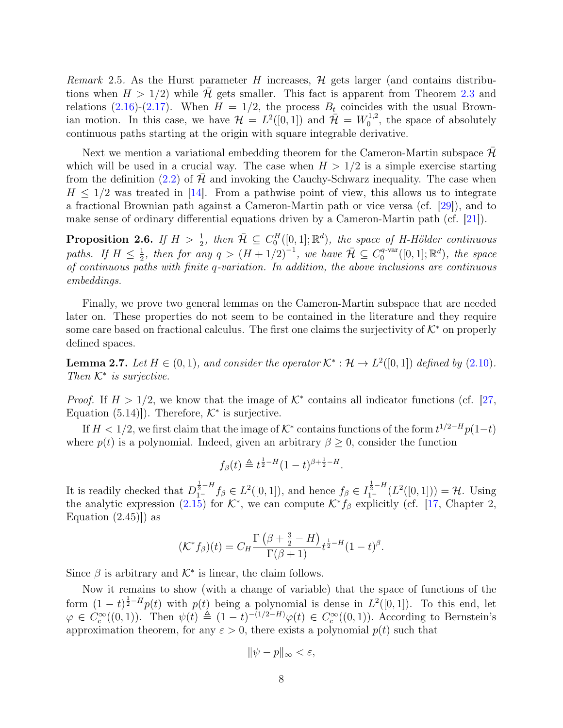*Remark* 2.5. As the Hurst parameter $H$ increases, $\mathcal{H}$ gets larger (and contains distributions when $H > 1/2$) while $\bar{\mathcal{H}}$ gets smaller. This fact is apparent from Theorem 2.3 and relations (2.16)-(2.17). When $H = 1/2$, the process $B_t$ coincides with the usual Brownian motion. In this case, we have $\mathcal{H} = L^2([0,1])$ and $\bar{\mathcal{H}} = W_0^{1,2}$, the space of absolutely continuous paths starting at the origin with square integrable derivative.

Next we mention a variational embedding theorem for the Cameron-Martin subspace $\bar{\mathcal{H}}$ which will be used in a crucial way. The case when $H > 1/2$ is a simple exercise starting from the definition (2.2) of $\bar{\mathcal{H}}$ and invoking the Cauchy-Schwarz inequality. The case when $H \leq 1/2$ was treated in [14]. From a pathwise point of view, this allows us to integrate a fractional Brownian path against a Cameron-Martin path or vice versa (cf. [29]), and to make sense of ordinary differential equations driven by a Cameron-Martin path (cf. [21]).

**Proposition 2.6.** *If $H > \frac{1}{2}$, then $\bar{\mathcal{H}} \subseteq C_0^H([0,1];\mathbb{R}^d)$, the space of $H$-Hölder continuous paths. If $H \leq \frac{1}{2}$, then for any $q > (H+1/2)^{-1}$, we have $\bar{\mathcal{H}} \subseteq C_0^{q\text{-var}}([0,1];\mathbb{R}^d)$, the space of continuous paths with finite $q$-variation. In addition, the above inclusions are continuous embeddings.*

Finally, we prove two general lemmas on the Cameron-Martin subspace that are needed later on. These properties do not seem to be contained in the literature and they require some care based on fractional calculus. The first one claims the surjectivity of $\mathcal{K}^*$ on properly defined spaces.

**Lemma 2.7.** *Let $H \in (0,1)$, and consider the operator $\mathcal{K}^* : \mathcal{H} \to L^2([0,1])$ defined by (2.10). Then $\mathcal{K}^*$ is surjective.*

*Proof.* If $H > 1/2$, we know that the image of $\mathcal{K}^*$ contains all indicator functions (cf. [27, Equation (5.14)]). Therefore, $\mathcal{K}^*$ is surjective.

If $H < 1/2$, we first claim that the image of $\mathcal{K}^*$ contains functions of the form $t^{1/2-H}p(1-t)$ where $p(t)$ is a polynomial. Indeed, given an arbitrary $\beta \geq 0$, consider the function

$$f_\beta(t) \triangleq t^{\frac{1}{2}-H}(1-t)^{\beta+\frac{1}{2}-H}.$$

It is readily checked that $D_{1^-}^{\frac{1}{2}-H} f_\beta \in L^2([0,1])$, and hence $f_\beta \in I_{1^-}^{\frac{1}{2}-H}(L^2([0,1])) = \mathcal{H}$. Using the analytic expression (2.15) for $\mathcal{K}^*$, we can compute $\mathcal{K}^* f_\beta$ explicitly (cf. [17, Chapter 2, Equation (2.45)]) as

$$(\mathcal{K}^* f_\beta)(t) = C_H \frac{\Gamma\left(\beta + \frac{3}{2} - H\right)}{\Gamma(\beta+1)} t^{\frac{1}{2}-H}(1-t)^\beta.$$

Since $\beta$ is arbitrary and $\mathcal{K}^*$ is linear, the claim follows.

Now it remains to show (with a change of variable) that the space of functions of the form $(1-t)^{\frac{1}{2}-H}p(t)$ with $p(t)$ being a polynomial is dense in $L^2([0,1])$. To this end, let $\varphi \in C_c^\infty((0,1))$. Then $\psi(t) \triangleq (1-t)^{-(1/2-H)}\varphi(t) \in C_c^\infty((0,1))$. According to Bernstein's approximation theorem, for any $\varepsilon > 0$, there exists a polynomial $p(t)$ such that

$$\|\psi - p\|_\infty < \varepsilon,$$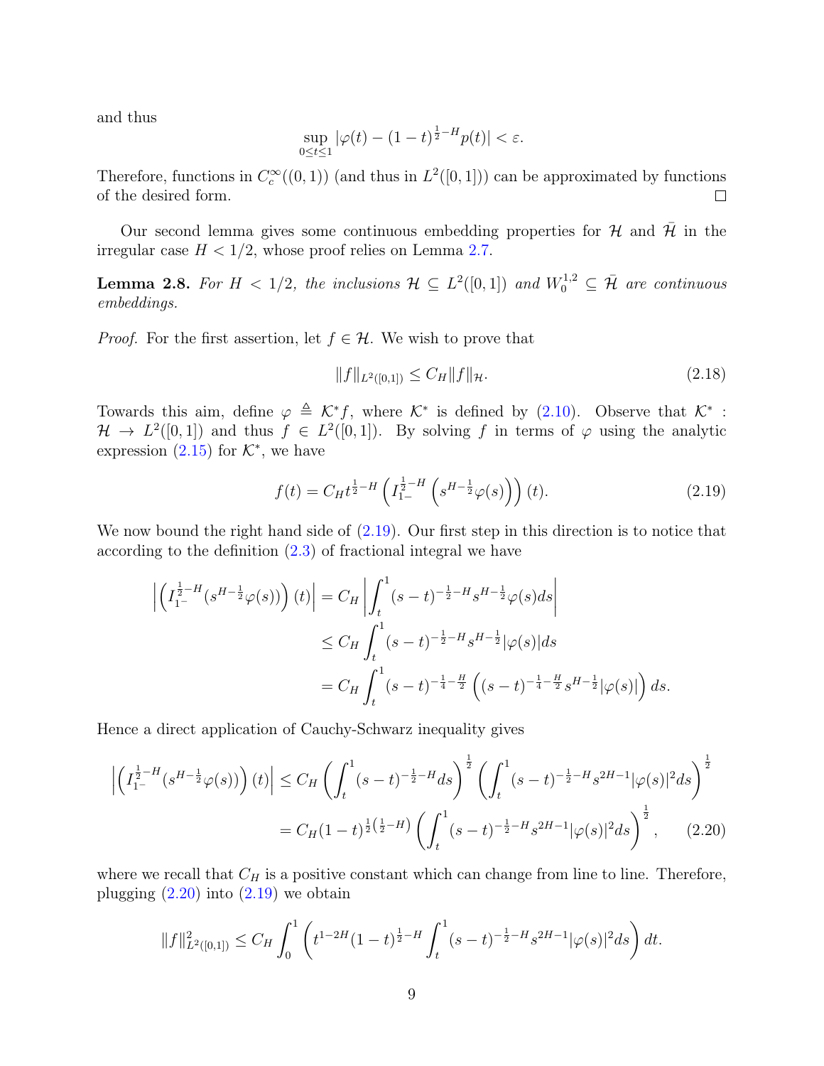and thus

$$\sup_{0\leq t\leq 1}|\varphi(t)-(1-t)^{\frac{1}{2}-H}p(t)|<\varepsilon.$$

Therefore, functions in $C_c^\infty((0,1))$ (and thus in $L^2([0,1])$) can be approximated by functions of the desired form. $\square$

Our second lemma gives some continuous embedding properties for $\mathcal{H}$ and $\bar{\mathcal{H}}$ in the irregular case $H<1/2$, whose proof relies on Lemma 2.7.

**Lemma 2.8.** *For $H<1/2$, the inclusions $\mathcal{H}\subseteq L^2([0,1])$ and $W_0^{1,2}\subseteq\bar{\mathcal{H}}$ are continuous embeddings.*

*Proof.* For the first assertion, let $f\in\mathcal{H}$. We wish to prove that

$$\|f\|_{L^2([0,1])}\leq C_H\|f\|_{\mathcal{H}}. \tag{2.18}$$

Towards this aim, define $\varphi\triangleq\mathcal{K}^*f$, where $\mathcal{K}^*$ is defined by (2.10). Observe that $\mathcal{K}^*:\mathcal{H}\to L^2([0,1])$ and thus $f\in L^2([0,1])$. By solving $f$ in terms of $\varphi$ using the analytic expression (2.15) for $\mathcal{K}^*$, we have

$$f(t)=C_Ht^{\frac{1}{2}-H}\left(I_{1^-}^{\frac{1}{2}-H}\left(s^{H-\frac{1}{2}}\varphi(s)\right)\right)(t). \tag{2.19}$$

We now bound the right hand side of (2.19). Our first step in this direction is to notice that according to the definition (2.3) of fractional integral we have

$$\begin{aligned}
\left|\left(I_{1^-}^{\frac{1}{2}-H}(s^{H-\frac{1}{2}}\varphi(s))\right)(t)\right| &= C_H\left|\int_t^1(s-t)^{-\frac{1}{2}-H}s^{H-\frac{1}{2}}\varphi(s)ds\right|\\
&\leq C_H\int_t^1(s-t)^{-\frac{1}{2}-H}s^{H-\frac{1}{2}}|\varphi(s)|ds\\
&= C_H\int_t^1(s-t)^{-\frac{1}{4}-\frac{H}{2}}\left((s-t)^{-\frac{1}{4}-\frac{H}{2}}s^{H-\frac{1}{2}}|\varphi(s)|\right)ds.
\end{aligned}$$

Hence a direct application of Cauchy-Schwarz inequality gives

$$\begin{aligned}
\left|\left(I_{1^-}^{\frac{1}{2}-H}(s^{H-\frac{1}{2}}\varphi(s))\right)(t)\right| &\leq C_H\left(\int_t^1(s-t)^{-\frac{1}{2}-H}ds\right)^{\frac{1}{2}}\left(\int_t^1(s-t)^{-\frac{1}{2}-H}s^{2H-1}|\varphi(s)|^2ds\right)^{\frac{1}{2}}\\
&= C_H(1-t)^{\frac{1}{2}\left(\frac{1}{2}-H\right)}\left(\int_t^1(s-t)^{-\frac{1}{2}-H}s^{2H-1}|\varphi(s)|^2ds\right)^{\frac{1}{2}}, \qquad (2.20)
\end{aligned}$$

where we recall that $C_H$ is a positive constant which can change from line to line. Therefore, plugging (2.20) into (2.19) we obtain

$$\|f\|_{L^2([0,1])}^2\leq C_H\int_0^1\left(t^{1-2H}(1-t)^{\frac{1}{2}-H}\int_t^1(s-t)^{-\frac{1}{2}-H}s^{2H-1}|\varphi(s)|^2ds\right)dt.$$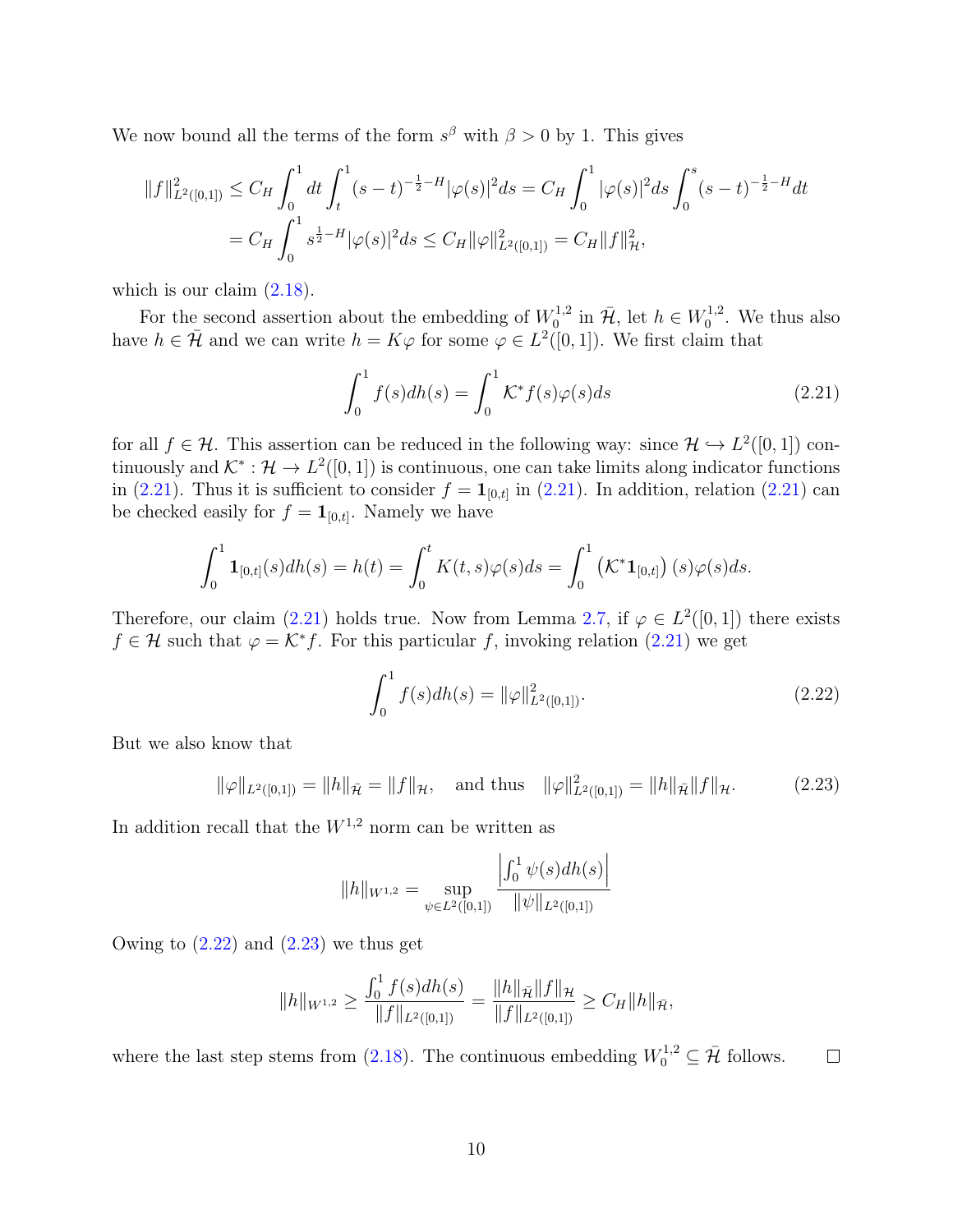We now bound all the terms of the form $s^\beta$ with $\beta > 0$ by 1. This gives

$$
\begin{aligned}
\|f\|_{L^2([0,1])}^2 &\leq C_H \int_0^1 dt \int_t^1 (s-t)^{-\frac{1}{2}-H} |\varphi(s)|^2 ds = C_H \int_0^1 |\varphi(s)|^2 ds \int_0^s (s-t)^{-\frac{1}{2}-H} dt \\
&= C_H \int_0^1 s^{\frac{1}{2}-H} |\varphi(s)|^2 ds \leq C_H \|\varphi\|_{L^2([0,1])}^2 = C_H \|f\|_{\mathcal{H}}^2,
\end{aligned}
$$

which is our claim (2.18).

For the second assertion about the embedding of $W_0^{1,2}$ in $\bar{\mathcal{H}}$, let $h \in W_0^{1,2}$. We thus also have $h \in \bar{\mathcal{H}}$ and we can write $h = K\varphi$ for some $\varphi \in L^2([0,1])$. We first claim that

$$
\int_0^1 f(s) dh(s) = \int_0^1 \mathcal{K}^* f(s) \varphi(s) ds \tag{2.21}
$$

for all $f \in \mathcal{H}$. This assertion can be reduced in the following way: since $\mathcal{H} \hookrightarrow L^2([0,1])$ continuously and $\mathcal{K}^* : \mathcal{H} \to L^2([0,1])$ is continuous, one can take limits along indicator functions in (2.21). Thus it is sufficient to consider $f = \mathbf{1}_{[0,t]}$ in (2.21). In addition, relation (2.21) can be checked easily for $f = \mathbf{1}_{[0,t]}$. Namely we have

$$
\int_0^1 \mathbf{1}_{[0,t]}(s) dh(s) = h(t) = \int_0^t K(t,s) \varphi(s) ds = \int_0^1 \left( \mathcal{K}^* \mathbf{1}_{[0,t]} \right)(s) \varphi(s) ds.
$$

Therefore, our claim (2.21) holds true. Now from Lemma 2.7, if $\varphi \in L^2([0,1])$ there exists $f \in \mathcal{H}$ such that $\varphi = \mathcal{K}^* f$. For this particular $f$, invoking relation (2.21) we get

$$
\int_0^1 f(s) dh(s) = \|\varphi\|_{L^2([0,1])}^2. \tag{2.22}
$$

But we also know that

$$
\|\varphi\|_{L^2([0,1])} = \|h\|_{\bar{\mathcal{H}}} = \|f\|_{\mathcal{H}}, \quad \text{and thus} \quad \|\varphi\|_{L^2([0,1])}^2 = \|h\|_{\bar{\mathcal{H}}} \|f\|_{\mathcal{H}}. \tag{2.23}
$$

In addition recall that the $W^{1,2}$ norm can be written as

$$
\|h\|_{W^{1,2}} = \sup_{\psi \in L^2([0,1])} \frac{\left| \int_0^1 \psi(s) dh(s) \right|}{\|\psi\|_{L^2([0,1])}}
$$

Owing to (2.22) and (2.23) we thus get

$$
\|h\|_{W^{1,2}} \geq \frac{\int_0^1 f(s) dh(s)}{\|f\|_{L^2([0,1])}} = \frac{\|h\|_{\bar{\mathcal{H}}} \|f\|_{\mathcal{H}}}{\|f\|_{L^2([0,1])}} \geq C_H \|h\|_{\bar{\mathcal{H}}},
$$

where the last step stems from (2.18). The continuous embedding $W_0^{1,2} \subseteq \bar{\mathcal{H}}$ follows. $\square$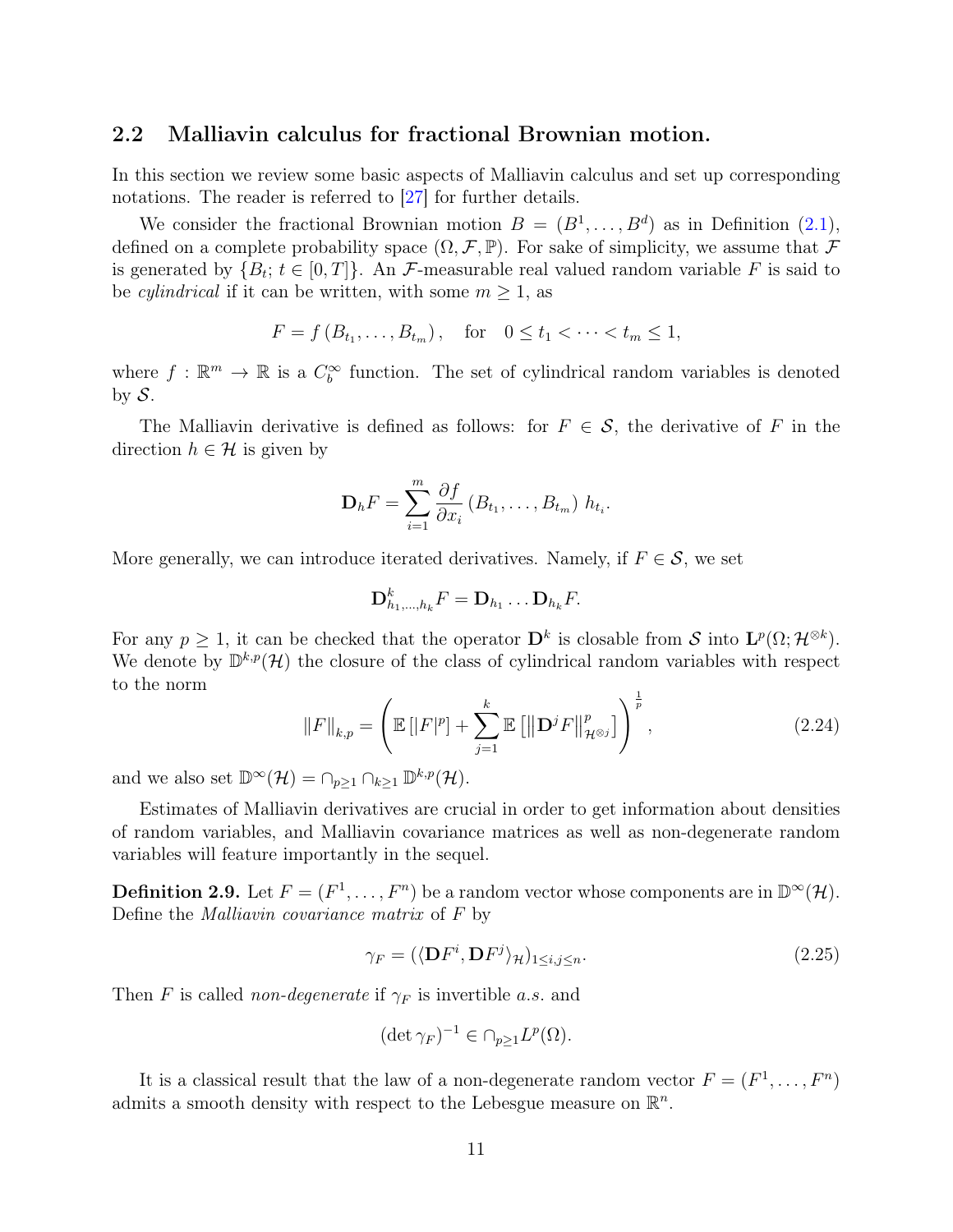## 2.2 Malliavin calculus for fractional Brownian motion.

In this section we review some basic aspects of Malliavin calculus and set up corresponding notations. The reader is referred to [27] for further details.

We consider the fractional Brownian motion $B = (B^1, \ldots, B^d)$ as in Definition (2.1), defined on a complete probability space $(\Omega, \mathcal{F}, \mathbb{P})$. For sake of simplicity, we assume that $\mathcal{F}$ is generated by $\{B_t;\, t \in [0,T]\}$. An $\mathcal{F}$-measurable real valued random variable $F$ is said to be *cylindrical* if it can be written, with some $m \geq 1$, as

$$F = f\left(B_{t_1}, \ldots, B_{t_m}\right), \quad \text{for} \quad 0 \leq t_1 < \cdots < t_m \leq 1,$$

where $f : \mathbb{R}^m \to \mathbb{R}$ is a $C_b^\infty$ function. The set of cylindrical random variables is denoted by $\mathcal{S}$.

The Malliavin derivative is defined as follows: for $F \in \mathcal{S}$, the derivative of $F$ in the direction $h \in \mathcal{H}$ is given by

$$\mathbf{D}_h F = \sum_{i=1}^m \frac{\partial f}{\partial x_i}\left(B_{t_1}, \ldots, B_{t_m}\right) h_{t_i}.$$

More generally, we can introduce iterated derivatives. Namely, if $F \in \mathcal{S}$, we set

$$\mathbf{D}^k_{h_1,\ldots,h_k} F = \mathbf{D}_{h_1} \ldots \mathbf{D}_{h_k} F.$$

For any $p \geq 1$, it can be checked that the operator $\mathbf{D}^k$ is closable from $\mathcal{S}$ into $\mathbf{L}^p(\Omega; \mathcal{H}^{\otimes k})$. We denote by $\mathbb{D}^{k,p}(\mathcal{H})$ the closure of the class of cylindrical random variables with respect to the norm

$$\|F\|_{k,p} = \left(\mathbb{E}\left[|F|^p\right] + \sum_{j=1}^k \mathbb{E}\left[\left\|\mathbf{D}^j F\right\|^p_{\mathcal{H}^{\otimes j}}\right]\right)^{\frac{1}{p}}, \tag{2.24}$$

and we also set $\mathbb{D}^\infty(\mathcal{H}) = \cap_{p\geq 1} \cap_{k \geq 1} \mathbb{D}^{k,p}(\mathcal{H})$.

Estimates of Malliavin derivatives are crucial in order to get information about densities of random variables, and Malliavin covariance matrices as well as non-degenerate random variables will feature importantly in the sequel.

**Definition 2.9.** Let $F = (F^1, \ldots, F^n)$ be a random vector whose components are in $\mathbb{D}^\infty(\mathcal{H})$. Define the *Malliavin covariance matrix* of $F$ by

$$\gamma_F = (\langle \mathbf{D}F^i, \mathbf{D}F^j \rangle_{\mathcal{H}})_{1 \leq i,j \leq n}. \tag{2.25}$$

Then $F$ is called *non-degenerate* if $\gamma_F$ is invertible *a.s.* and

$$(\det \gamma_F)^{-1} \in \cap_{p \geq 1} L^p(\Omega).$$

It is a classical result that the law of a non-degenerate random vector $F = (F^1, \ldots, F^n)$ admits a smooth density with respect to the Lebesgue measure on $\mathbb{R}^n$.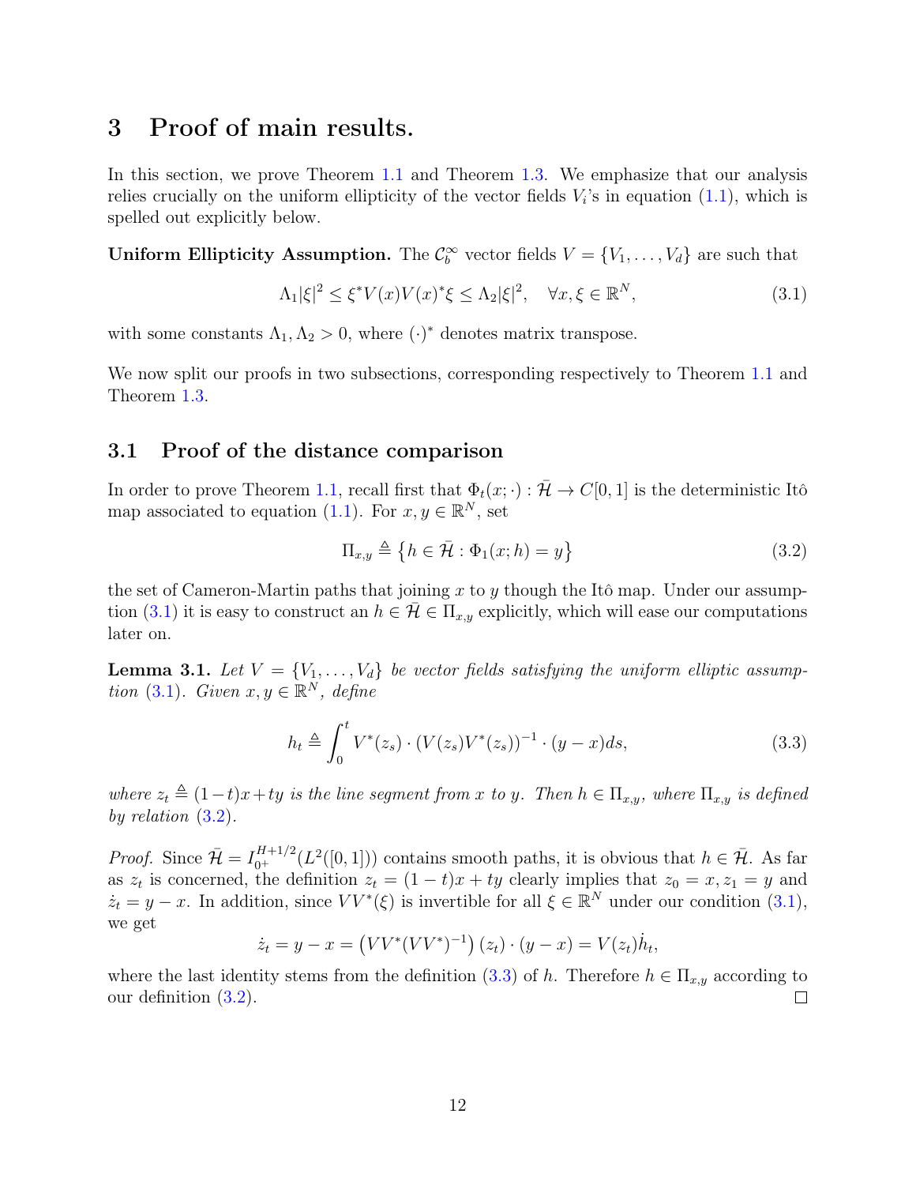# 3 Proof of main results.

In this section, we prove Theorem 1.1 and Theorem 1.3. We emphasize that our analysis relies crucially on the uniform ellipticity of the vector fields $V_i$'s in equation (1.1), which is spelled out explicitly below.

**Uniform Ellipticity Assumption.** The $\mathcal{C}_b^\infty$ vector fields $V = \{V_1, \ldots, V_d\}$ are such that

$$\Lambda_1 |\xi|^2 \leq \xi^* V(x) V(x)^* \xi \leq \Lambda_2 |\xi|^2, \quad \forall x, \xi \in \mathbb{R}^N, \tag{3.1}$$

with some constants $\Lambda_1, \Lambda_2 > 0$, where $(\cdot)^*$ denotes matrix transpose.

We now split our proofs in two subsections, corresponding respectively to Theorem 1.1 and Theorem 1.3.

## 3.1 Proof of the distance comparison

In order to prove Theorem 1.1, recall first that $\Phi_t(x; \cdot) : \bar{\mathcal{H}} \to C[0,1]$ is the deterministic Itô map associated to equation (1.1). For $x, y \in \mathbb{R}^N$, set

$$\Pi_{x,y} \triangleq \left\{ h \in \bar{\mathcal{H}} : \Phi_1(x; h) = y \right\} \tag{3.2}$$

the set of Cameron-Martin paths that joining $x$ to $y$ though the Itô map. Under our assumption (3.1) it is easy to construct an $h \in \bar{\mathcal{H}} \in \Pi_{x,y}$ explicitly, which will ease our computations later on.

**Lemma 3.1.** *Let $V = \{V_1, \ldots, V_d\}$ be vector fields satisfying the uniform elliptic assumption (3.1). Given $x, y \in \mathbb{R}^N$, define*

$$h_t \triangleq \int_0^t V^*(z_s) \cdot (V(z_s) V^*(z_s))^{-1} \cdot (y - x) ds, \tag{3.3}$$

*where $z_t \triangleq (1-t)x + ty$ is the line segment from $x$ to $y$. Then $h \in \Pi_{x,y}$, where $\Pi_{x,y}$ is defined by relation (3.2).*

*Proof.* Since $\bar{\mathcal{H}} = I_{0+}^{H+1/2}(L^2([0,1]))$ contains smooth paths, it is obvious that $h \in \bar{\mathcal{H}}$. As far as $z_t$ is concerned, the definition $z_t = (1-t)x + ty$ clearly implies that $z_0 = x, z_1 = y$ and $\dot{z}_t = y - x$. In addition, since $VV^*(\xi)$ is invertible for all $\xi \in \mathbb{R}^N$ under our condition (3.1), we get

$$\dot{z}_t = y - x = \left( VV^* (VV^*)^{-1} \right) (z_t) \cdot (y - x) = V(z_t) \dot{h}_t,$$

where the last identity stems from the definition (3.3) of $h$. Therefore $h \in \Pi_{x,y}$ according to our definition (3.2). $\square$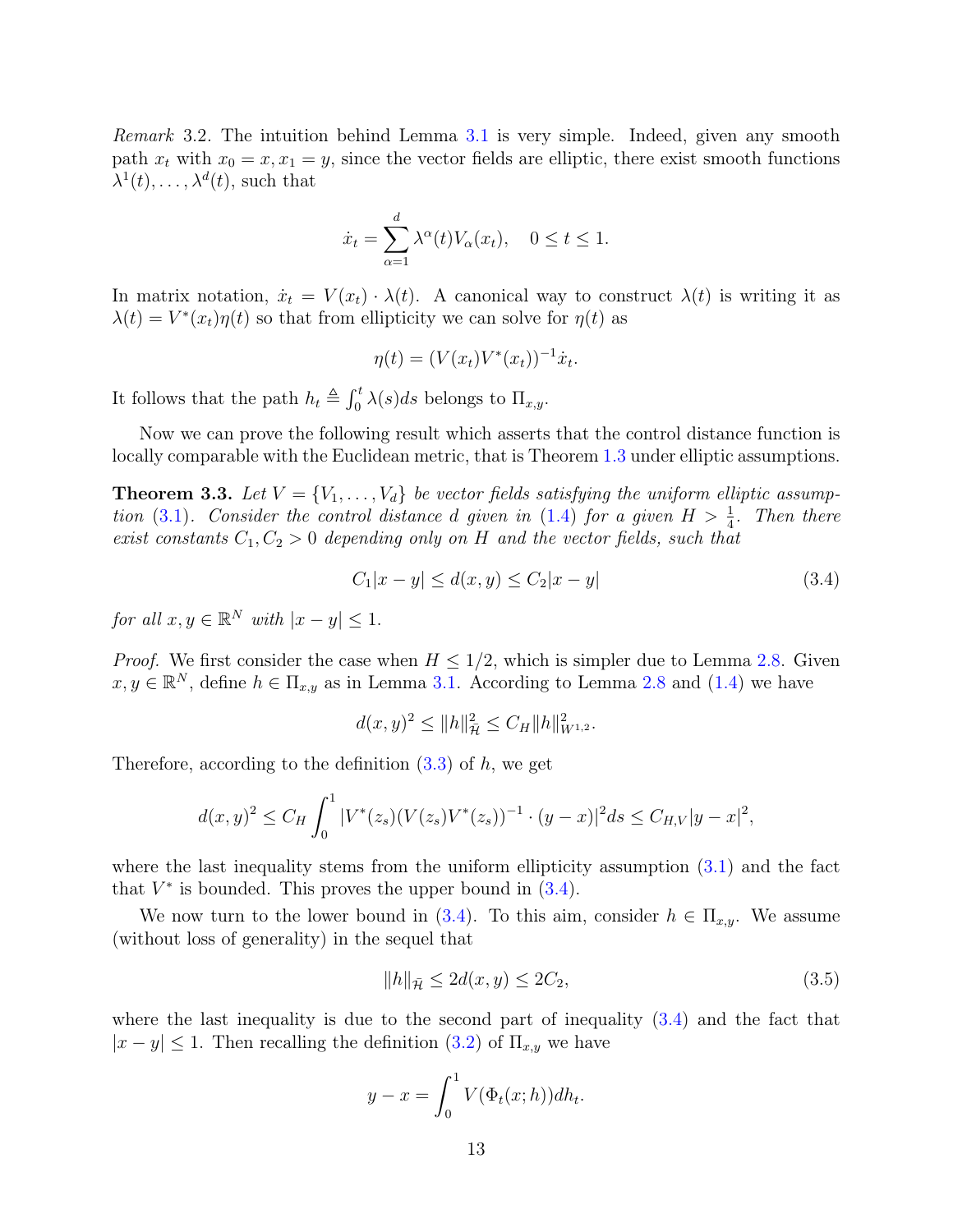*Remark* 3.2. The intuition behind Lemma 3.1 is very simple. Indeed, given any smooth path $x_t$ with $x_0 = x, x_1 = y$, since the vector fields are elliptic, there exist smooth functions $\lambda^1(t), \ldots, \lambda^d(t)$, such that

$$\dot{x}_t = \sum_{\alpha=1}^{d} \lambda^\alpha(t) V_\alpha(x_t), \quad 0 \le t \le 1.$$

In matrix notation, $\dot{x}_t = V(x_t) \cdot \lambda(t)$. A canonical way to construct $\lambda(t)$ is writing it as $\lambda(t) = V^*(x_t)\eta(t)$ so that from ellipticity we can solve for $\eta(t)$ as

$$\eta(t) = (V(x_t)V^*(x_t))^{-1}\dot{x}_t.$$

It follows that the path $h_t \triangleq \int_0^t \lambda(s)ds$ belongs to $\Pi_{x,y}$.

Now we can prove the following result which asserts that the control distance function is locally comparable with the Euclidean metric, that is Theorem 1.3 under elliptic assumptions.

**Theorem 3.3.** *Let $V = \{V_1, \ldots, V_d\}$ be vector fields satisfying the uniform elliptic assumption (3.1). Consider the control distance $d$ given in (1.4) for a given $H > \frac{1}{4}$. Then there exist constants $C_1, C_2 > 0$ depending only on $H$ and the vector fields, such that*

$$C_1|x - y| \le d(x, y) \le C_2|x - y| \tag{3.4}$$

*for all $x, y \in \mathbb{R}^N$ with $|x - y| \le 1$.*

*Proof.* We first consider the case when $H \le 1/2$, which is simpler due to Lemma 2.8. Given $x, y \in \mathbb{R}^N$, define $h \in \Pi_{x,y}$ as in Lemma 3.1. According to Lemma 2.8 and (1.4) we have

$$d(x, y)^2 \le \|h\|^2_{\bar{\mathcal{H}}} \le C_H\|h\|^2_{W^{1,2}}.$$

Therefore, according to the definition (3.3) of $h$, we get

$$d(x, y)^2 \le C_H \int_0^1 |V^*(z_s)(V(z_s)V^*(z_s))^{-1} \cdot (y - x)|^2 ds \le C_{H,V}|y - x|^2,$$

where the last inequality stems from the uniform ellipticity assumption (3.1) and the fact that $V^*$ is bounded. This proves the upper bound in (3.4).

We now turn to the lower bound in (3.4). To this aim, consider $h \in \Pi_{x,y}$. We assume (without loss of generality) in the sequel that

$$\|h\|_{\bar{\mathcal{H}}} \le 2d(x, y) \le 2C_2, \tag{3.5}$$

where the last inequality is due to the second part of inequality (3.4) and the fact that $|x - y| \le 1$. Then recalling the definition (3.2) of $\Pi_{x,y}$ we have

$$y - x = \int_0^1 V(\Phi_t(x; h))dh_t.$$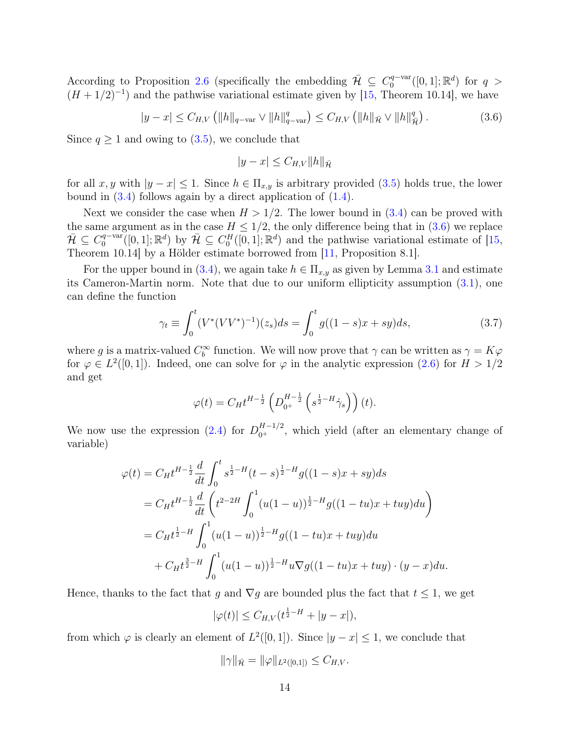According to Proposition 2.6 (specifically the embedding $\bar{\mathcal{H}} \subseteq C_0^{q-\mathrm{var}}([0,1];\mathbb{R}^d)$ for $q > (H+1/2)^{-1}$) and the pathwise variational estimate given by [15, Theorem 10.14], we have

$$|y-x| \le C_{H,V}\left(\|h\|_{q-\mathrm{var}} \vee \|h\|_{q-\mathrm{var}}^q\right) \le C_{H,V}\left(\|h\|_{\bar{\mathcal{H}}} \vee \|h\|_{\bar{\mathcal{H}}}^q\right). \tag{3.6}$$

Since $q \ge 1$ and owing to (3.5), we conclude that

$$|y-x| \le C_{H,V}\|h\|_{\bar{\mathcal{H}}}$$

for all $x, y$ with $|y-x| \le 1$. Since $h \in \Pi_{x,y}$ is arbitrary provided (3.5) holds true, the lower bound in (3.4) follows again by a direct application of (1.4).

Next we consider the case when $H > 1/2$. The lower bound in (3.4) can be proved with the same argument as in the case $H \le 1/2$, the only difference being that in (3.6) we replace $\bar{\mathcal{H}} \subseteq C_0^{q-\mathrm{var}}([0,1];\mathbb{R}^d)$ by $\bar{\mathcal{H}} \subseteq C_0^H([0,1];\mathbb{R}^d)$ and the pathwise variational estimate of [15, Theorem 10.14] by a Hölder estimate borrowed from [11, Proposition 8.1].

For the upper bound in (3.4), we again take $h \in \Pi_{x,y}$ as given by Lemma 3.1 and estimate its Cameron-Martin norm. Note that due to our uniform ellipticity assumption (3.1), one can define the function

$$\gamma_t \equiv \int_0^t (V^*(VV^*)^{-1})(z_s)ds = \int_0^t g((1-s)x+sy)ds, \tag{3.7}$$

where $g$ is a matrix-valued $C_b^\infty$ function. We will now prove that $\gamma$ can be written as $\gamma = K\varphi$ for $\varphi \in L^2([0,1])$. Indeed, one can solve for $\varphi$ in the analytic expression (2.6) for $H > 1/2$ and get

$$\varphi(t) = C_H t^{H-\frac{1}{2}}\left(D_{0^+}^{H-\frac{1}{2}}\left(s^{\frac{1}{2}-H}\dot{\gamma}_s\right)\right)(t).$$

We now use the expression (2.4) for $D_{0^+}^{H-1/2}$, which yield (after an elementary change of variable)

$$\begin{aligned}
\varphi(t) &= C_H t^{H-\frac{1}{2}}\frac{d}{dt}\int_0^t s^{\frac{1}{2}-H}(t-s)^{\frac{1}{2}-H}g((1-s)x+sy)ds \\
&= C_H t^{H-\frac{1}{2}}\frac{d}{dt}\left(t^{2-2H}\int_0^1 (u(1-u))^{\frac{1}{2}-H}g((1-tu)x+tuy)du\right) \\
&= C_H t^{\frac{1}{2}-H}\int_0^1 (u(1-u))^{\frac{1}{2}-H}g((1-tu)x+tuy)du \\
&\quad + C_H t^{\frac{3}{2}-H}\int_0^1 (u(1-u))^{\frac{1}{2}-H}u\nabla g((1-tu)x+tuy)\cdot(y-x)du.
\end{aligned}$$

Hence, thanks to the fact that $g$ and $\nabla g$ are bounded plus the fact that $t \le 1$, we get

$$|\varphi(t)| \le C_{H,V}(t^{\frac{1}{2}-H} + |y-x|),$$

from which $\varphi$ is clearly an element of $L^2([0,1])$. Since $|y-x| \le 1$, we conclude that

$$\|\gamma\|_{\bar{\mathcal{H}}} = \|\varphi\|_{L^2([0,1])} \le C_{H,V}.$$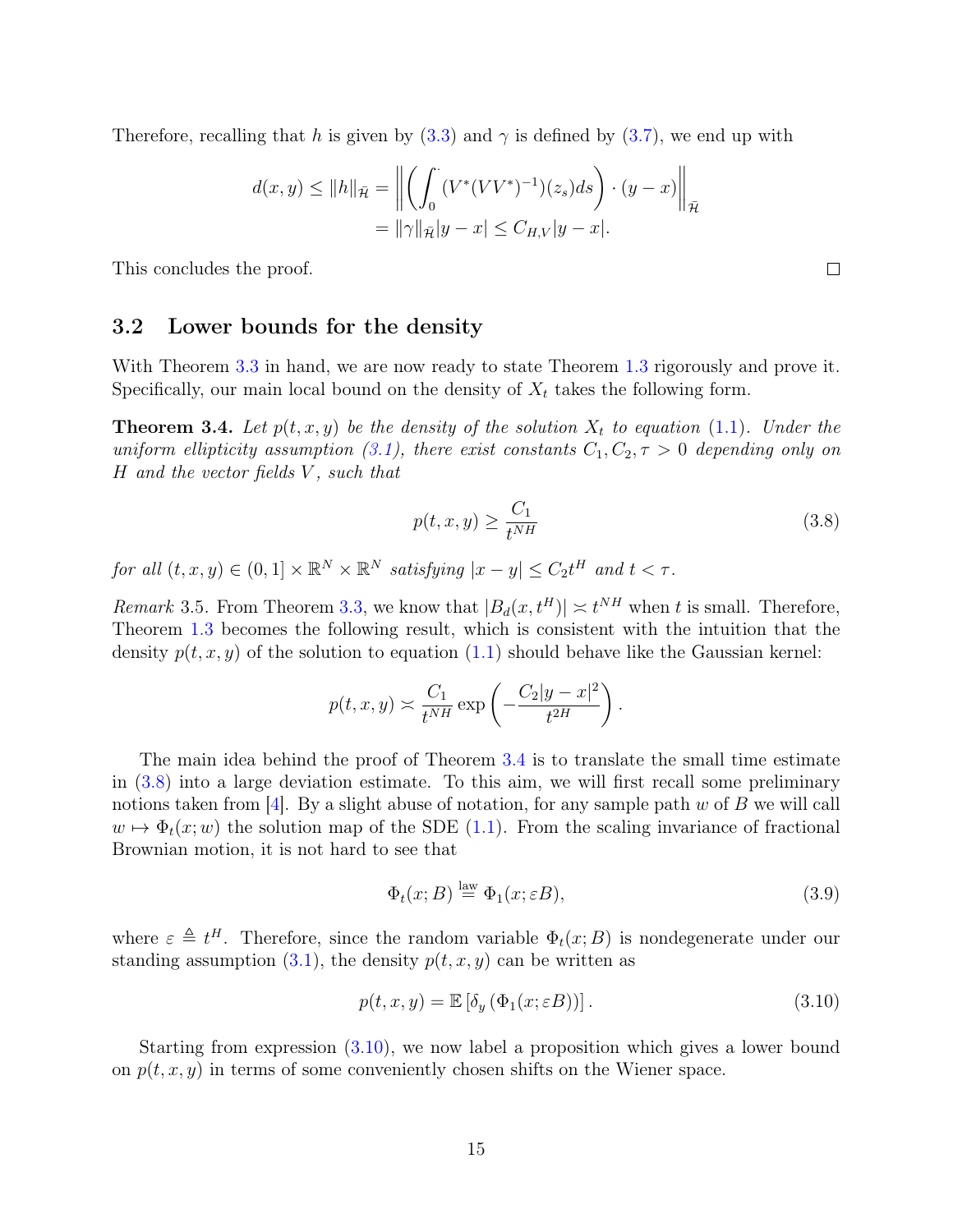Therefore, recalling that $h$ is given by (3.3) and $\gamma$ is defined by (3.7), we end up with

$$
\begin{aligned}
d(x,y) \le \|h\|_{\bar{\mathcal{H}}} &= \left\| \left( \int_0^{\cdot} (V^*(VV^*)^{-1})(z_s) ds \right) \cdot (y-x) \right\|_{\bar{\mathcal{H}}} \\
&= \|\gamma\|_{\bar{\mathcal{H}}} |y-x| \le C_{H,V} |y-x|.
\end{aligned}
$$

This concludes the proof. □

### 3.2 Lower bounds for the density

With Theorem 3.3 in hand, we are now ready to state Theorem 1.3 rigorously and prove it. Specifically, our main local bound on the density of $X_t$ takes the following form.

**Theorem 3.4.** *Let $p(t,x,y)$ be the density of the solution $X_t$ to equation (1.1). Under the uniform ellipticity assumption (3.1), there exist constants $C_1, C_2, \tau > 0$ depending only on $H$ and the vector fields $V$, such that*

$$
p(t,x,y) \ge \frac{C_1}{t^{NH}} \tag{3.8}
$$

*for all $(t,x,y) \in (0,1] \times \mathbb{R}^N \times \mathbb{R}^N$ satisfying $|x-y| \le C_2 t^H$ and $t < \tau$.*

*Remark* 3.5. From Theorem 3.3, we know that $|B_d(x,t^H)| \asymp t^{NH}$ when $t$ is small. Therefore, Theorem 1.3 becomes the following result, which is consistent with the intuition that the density $p(t,x,y)$ of the solution to equation (1.1) should behave like the Gaussian kernel:

$$
p(t,x,y) \asymp \frac{C_1}{t^{NH}} \exp\left( -\frac{C_2 |y-x|^2}{t^{2H}} \right).
$$

The main idea behind the proof of Theorem 3.4 is to translate the small time estimate in (3.8) into a large deviation estimate. To this aim, we will first recall some preliminary notions taken from [4]. By a slight abuse of notation, for any sample path $w$ of $B$ we will call $w \mapsto \Phi_t(x;w)$ the solution map of the SDE (1.1). From the scaling invariance of fractional Brownian motion, it is not hard to see that

$$
\Phi_t(x;B) \overset{\text{law}}{=} \Phi_1(x;\varepsilon B), \tag{3.9}
$$

where $\varepsilon \triangleq t^H$. Therefore, since the random variable $\Phi_t(x;B)$ is nondegenerate under our standing assumption (3.1), the density $p(t,x,y)$ can be written as

$$
p(t,x,y) = \mathbb{E}\left[ \delta_y \left( \Phi_1(x;\varepsilon B) \right) \right]. \tag{3.10}
$$

Starting from expression (3.10), we now label a proposition which gives a lower bound on $p(t,x,y)$ in terms of some conveniently chosen shifts on the Wiener space.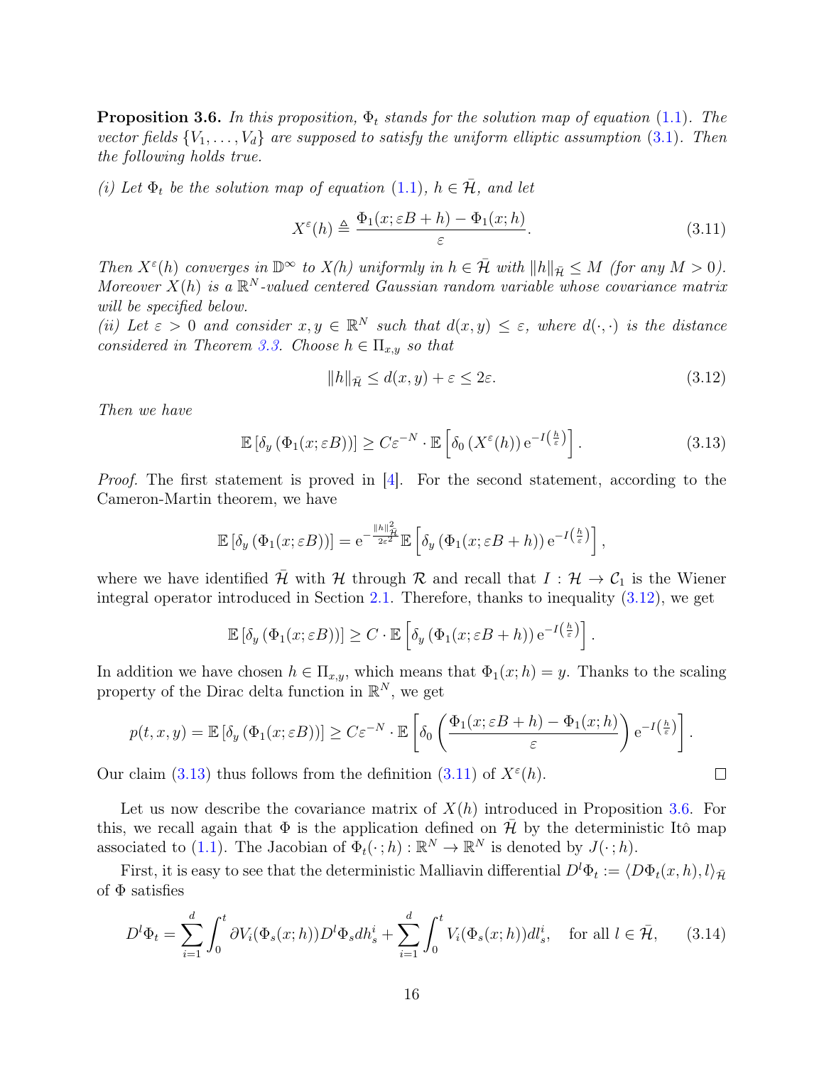**Proposition 3.6.** *In this proposition, $\Phi_t$ stands for the solution map of equation (1.1). The vector fields $\{V_1, \ldots, V_d\}$ are supposed to satisfy the uniform elliptic assumption (3.1). Then the following holds true.*

*(i) Let $\Phi_t$ be the solution map of equation (1.1), $h \in \bar{\mathcal{H}}$, and let*

$$X^\varepsilon(h) \triangleq \frac{\Phi_1(x; \varepsilon B + h) - \Phi_1(x; h)}{\varepsilon}. \tag{3.11}$$

*Then $X^\varepsilon(h)$ converges in $\mathbb{D}^\infty$ to $X(h)$ uniformly in $h \in \bar{\mathcal{H}}$ with $\|h\|_{\bar{\mathcal{H}}} \leq M$ (for any $M > 0$). Moreover $X(h)$ is a $\mathbb{R}^N$-valued centered Gaussian random variable whose covariance matrix will be specified below.*

*(ii) Let $\varepsilon > 0$ and consider $x, y \in \mathbb{R}^N$ such that $d(x, y) \leq \varepsilon$, where $d(\cdot, \cdot)$ is the distance considered in Theorem 3.3. Choose $h \in \Pi_{x,y}$ so that*

$$\|h\|_{\bar{\mathcal{H}}} \leq d(x, y) + \varepsilon \leq 2\varepsilon. \tag{3.12}$$

*Then we have*

$$\mathbb{E}\left[\delta_y\left(\Phi_1(x; \varepsilon B)\right)\right] \geq C\varepsilon^{-N} \cdot \mathbb{E}\left[\delta_0\left(X^\varepsilon(h)\right) \mathrm{e}^{-I\left(\frac{h}{\varepsilon}\right)}\right]. \tag{3.13}$$

*Proof.* The first statement is proved in [4]. For the second statement, according to the Cameron-Martin theorem, we have

$$\mathbb{E}\left[\delta_y\left(\Phi_1(x; \varepsilon B)\right)\right] = \mathrm{e}^{-\frac{\|h\|^2_{\bar{\mathcal{H}}}}{2\varepsilon^2}} \mathbb{E}\left[\delta_y\left(\Phi_1(x; \varepsilon B + h)\right) \mathrm{e}^{-I\left(\frac{h}{\varepsilon}\right)}\right],$$

where we have identified $\bar{\mathcal{H}}$ with $\mathcal{H}$ through $\mathcal{R}$ and recall that $I : \mathcal{H} \to \mathcal{C}_1$ is the Wiener integral operator introduced in Section 2.1. Therefore, thanks to inequality (3.12), we get

$$\mathbb{E}\left[\delta_y\left(\Phi_1(x; \varepsilon B)\right)\right] \geq C \cdot \mathbb{E}\left[\delta_y\left(\Phi_1(x; \varepsilon B + h)\right) \mathrm{e}^{-I\left(\frac{h}{\varepsilon}\right)}\right].$$

In addition we have chosen $h \in \Pi_{x,y}$, which means that $\Phi_1(x; h) = y$. Thanks to the scaling property of the Dirac delta function in $\mathbb{R}^N$, we get

$$p(t, x, y) = \mathbb{E}\left[\delta_y\left(\Phi_1(x; \varepsilon B)\right)\right] \geq C\varepsilon^{-N} \cdot \mathbb{E}\left[\delta_0\left(\frac{\Phi_1(x; \varepsilon B + h) - \Phi_1(x; h)}{\varepsilon}\right) \mathrm{e}^{-I\left(\frac{h}{\varepsilon}\right)}\right].$$

Our claim (3.13) thus follows from the definition (3.11) of $X^\varepsilon(h)$. $\square$

Let us now describe the covariance matrix of $X(h)$ introduced in Proposition 3.6. For this, we recall again that $\Phi$ is the application defined on $\bar{\mathcal{H}}$ by the deterministic Itô map associated to (1.1). The Jacobian of $\Phi_t(\cdot; h) : \mathbb{R}^N \to \mathbb{R}^N$ is denoted by $J(\cdot; h)$.

First, it is easy to see that the deterministic Malliavin differential $D^l\Phi_t := \langle D\Phi_t(x, h), l\rangle_{\bar{\mathcal{H}}}$ of $\Phi$ satisfies

$$D^l\Phi_t = \sum_{i=1}^d \int_0^t \partial V_i(\Phi_s(x; h)) D^l\Phi_s dh_s^i + \sum_{i=1}^d \int_0^t V_i(\Phi_s(x; h)) dl_s^i, \quad \text{for all } l \in \bar{\mathcal{H}}, \tag{3.14}$$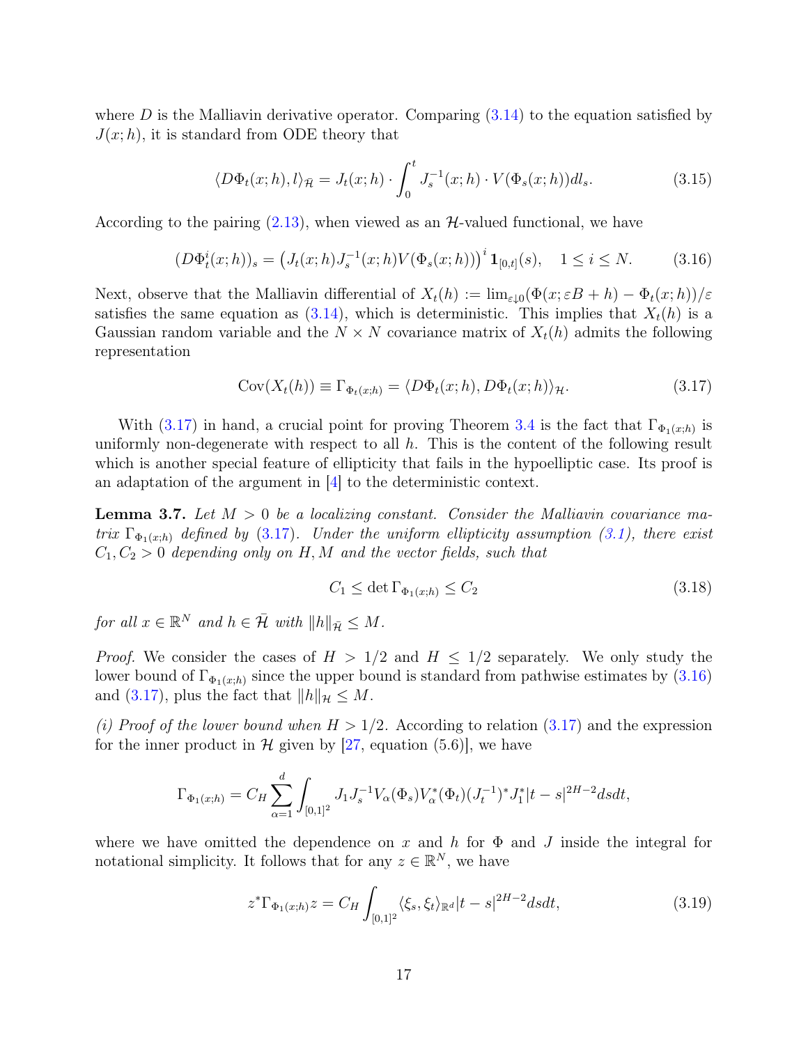where $D$ is the Malliavin derivative operator. Comparing (3.14) to the equation satisfied by $J(x;h)$, it is standard from ODE theory that

$$\langle D\Phi_t(x;h), l\rangle_{\bar{\mathcal{H}}} = J_t(x;h) \cdot \int_0^t J_s^{-1}(x;h) \cdot V(\Phi_s(x;h)) dl_s. \tag{3.15}$$

According to the pairing (2.13), when viewed as an $\mathcal{H}$-valued functional, we have

$$(D\Phi_t^i(x;h))_s = \left(J_t(x;h) J_s^{-1}(x;h) V(\Phi_s(x;h))\right)^i \mathbf{1}_{[0,t]}(s), \quad 1 \leq i \leq N. \tag{3.16}$$

Next, observe that the Malliavin differential of $X_t(h) := \lim_{\varepsilon \downarrow 0} (\Phi(x; \varepsilon B + h) - \Phi_t(x;h))/\varepsilon$ satisfies the same equation as (3.14), which is deterministic. This implies that $X_t(h)$ is a Gaussian random variable and the $N \times N$ covariance matrix of $X_t(h)$ admits the following representation

$$\mathrm{Cov}(X_t(h)) \equiv \Gamma_{\Phi_t(x;h)} = \langle D\Phi_t(x;h), D\Phi_t(x;h)\rangle_{\mathcal{H}}. \tag{3.17}$$

With (3.17) in hand, a crucial point for proving Theorem 3.4 is the fact that $\Gamma_{\Phi_1(x;h)}$ is uniformly non-degenerate with respect to all $h$. This is the content of the following result which is another special feature of ellipticity that fails in the hypoelliptic case. Its proof is an adaptation of the argument in [4] to the deterministic context.

**Lemma 3.7.** *Let $M > 0$ be a localizing constant. Consider the Malliavin covariance matrix $\Gamma_{\Phi_1(x;h)}$ defined by (3.17). Under the uniform ellipticity assumption (3.1), there exist $C_1, C_2 > 0$ depending only on $H, M$ and the vector fields, such that*

$$C_1 \leq \det \Gamma_{\Phi_1(x;h)} \leq C_2 \tag{3.18}$$

*for all $x \in \mathbb{R}^N$ and $h \in \bar{\mathcal{H}}$ with $\|h\|_{\bar{\mathcal{H}}} \leq M$.*

*Proof.* We consider the cases of $H > 1/2$ and $H \leq 1/2$ separately. We only study the lower bound of $\Gamma_{\Phi_1(x;h)}$ since the upper bound is standard from pathwise estimates by (3.16) and (3.17), plus the fact that $\|h\|_{\mathcal{H}} \leq M$.

*(i) Proof of the lower bound when $H > 1/2$.* According to relation (3.17) and the expression for the inner product in $\mathcal{H}$ given by [27, equation (5.6)], we have

$$\Gamma_{\Phi_1(x;h)} = C_H \sum_{\alpha=1}^d \int_{[0,1]^2} J_1 J_s^{-1} V_\alpha(\Phi_s) V_\alpha^*(\Phi_t) (J_t^{-1})^* J_1^* |t-s|^{2H-2} ds dt,$$

where we have omitted the dependence on $x$ and $h$ for $\Phi$ and $J$ inside the integral for notational simplicity. It follows that for any $z \in \mathbb{R}^N$, we have

$$z^* \Gamma_{\Phi_1(x;h)} z = C_H \int_{[0,1]^2} \langle \xi_s, \xi_t \rangle_{\mathbb{R}^d} |t-s|^{2H-2} ds dt, \tag{3.19}$$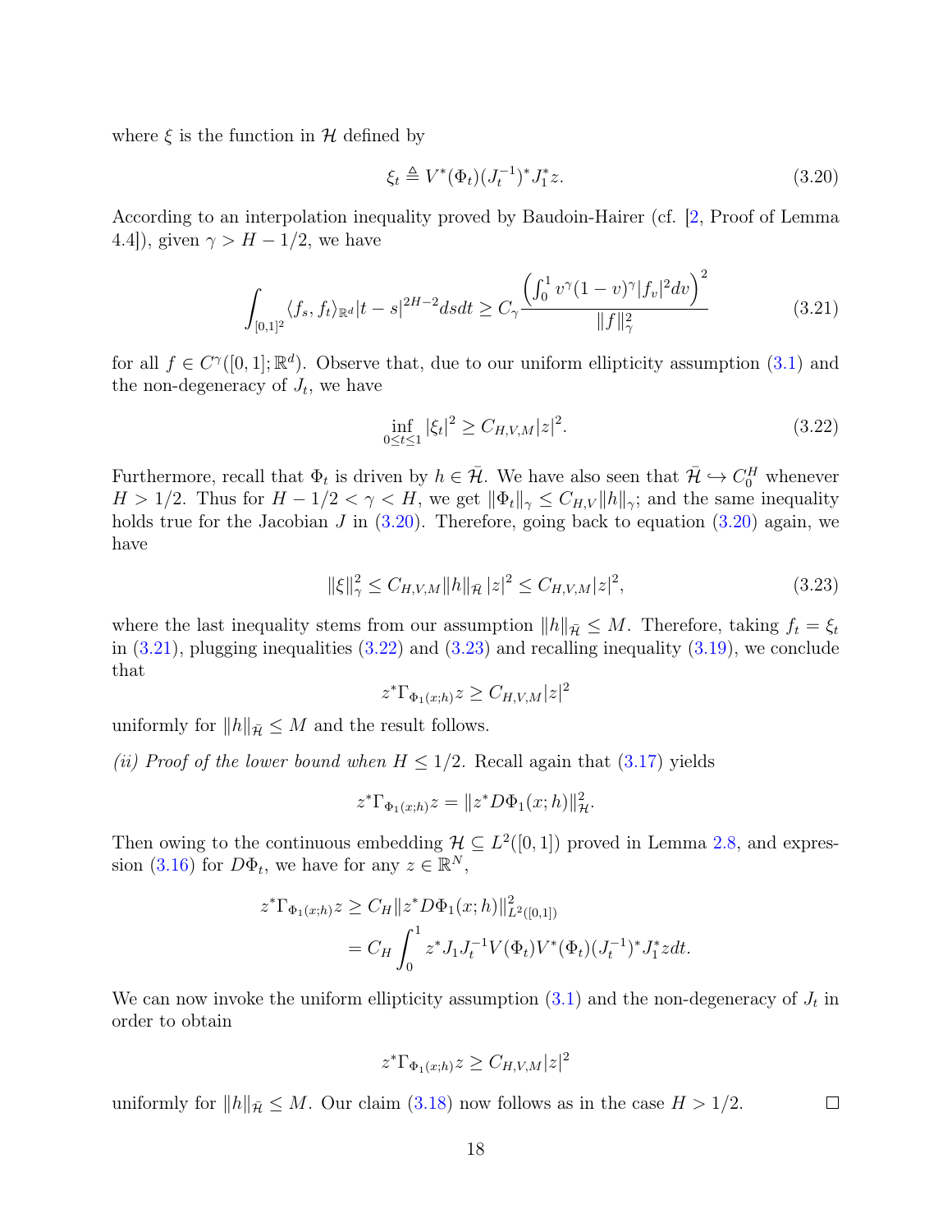where $\xi$ is the function in $\mathcal{H}$ defined by

$$\xi_t \triangleq V^*(\Phi_t)(J_t^{-1})^* J_1^* z. \tag{3.20}$$

According to an interpolation inequality proved by Baudoin-Hairer (cf. [2, Proof of Lemma 4.4]), given $\gamma > H - 1/2$, we have

$$\int_{[0,1]^2} \langle f_s, f_t \rangle_{\mathbb{R}^d} |t-s|^{2H-2} ds dt \geq C_\gamma \frac{\left( \int_0^1 v^\gamma (1-v)^\gamma |f_v|^2 dv \right)^2}{\|f\|_\gamma^2} \tag{3.21}$$

for all $f \in C^\gamma([0,1]; \mathbb{R}^d)$. Observe that, due to our uniform ellipticity assumption (3.1) and the non-degeneracy of $J_t$, we have

$$\inf_{0 \leq t \leq 1} |\xi_t|^2 \geq C_{H,V,M} |z|^2. \tag{3.22}$$

Furthermore, recall that $\Phi_t$ is driven by $h \in \bar{\mathcal{H}}$. We have also seen that $\bar{\mathcal{H}} \hookrightarrow C_0^H$ whenever $H > 1/2$. Thus for $H - 1/2 < \gamma < H$, we get $\|\Phi_t\|_\gamma \leq C_{H,V} \|h\|_\gamma$; and the same inequality holds true for the Jacobian $J$ in (3.20). Therefore, going back to equation (3.20) again, we have

$$\|\xi\|_\gamma^2 \leq C_{H,V,M} \|h\|_{\bar{\mathcal{H}}} |z|^2 \leq C_{H,V,M} |z|^2, \tag{3.23}$$

where the last inequality stems from our assumption $\|h\|_{\bar{\mathcal{H}}} \leq M$. Therefore, taking $f_t = \xi_t$ in (3.21), plugging inequalities (3.22) and (3.23) and recalling inequality (3.19), we conclude that

$$z^* \Gamma_{\Phi_1(x;h)} z \geq C_{H,V,M} |z|^2$$

uniformly for $\|h\|_{\bar{\mathcal{H}}} \leq M$ and the result follows.

*(ii) Proof of the lower bound when $H \leq 1/2$.* Recall again that (3.17) yields

$$z^* \Gamma_{\Phi_1(x;h)} z = \|z^* D\Phi_1(x;h)\|_{\mathcal{H}}^2.$$

Then owing to the continuous embedding $\mathcal{H} \subseteq L^2([0,1])$ proved in Lemma 2.8, and expression (3.16) for $D\Phi_t$, we have for any $z \in \mathbb{R}^N$,

$$\begin{aligned}
z^* \Gamma_{\Phi_1(x;h)} z &\geq C_H \|z^* D\Phi_1(x;h)\|_{L^2([0,1])}^2 \\
&= C_H \int_0^1 z^* J_1 J_t^{-1} V(\Phi_t) V^*(\Phi_t) (J_t^{-1})^* J_1^* z dt.
\end{aligned}$$

We can now invoke the uniform ellipticity assumption (3.1) and the non-degeneracy of $J_t$ in order to obtain

$$z^* \Gamma_{\Phi_1(x;h)} z \geq C_{H,V,M} |z|^2$$

uniformly for $\|h\|_{\bar{\mathcal{H}}} \leq M$. Our claim (3.18) now follows as in the case $H > 1/2$. □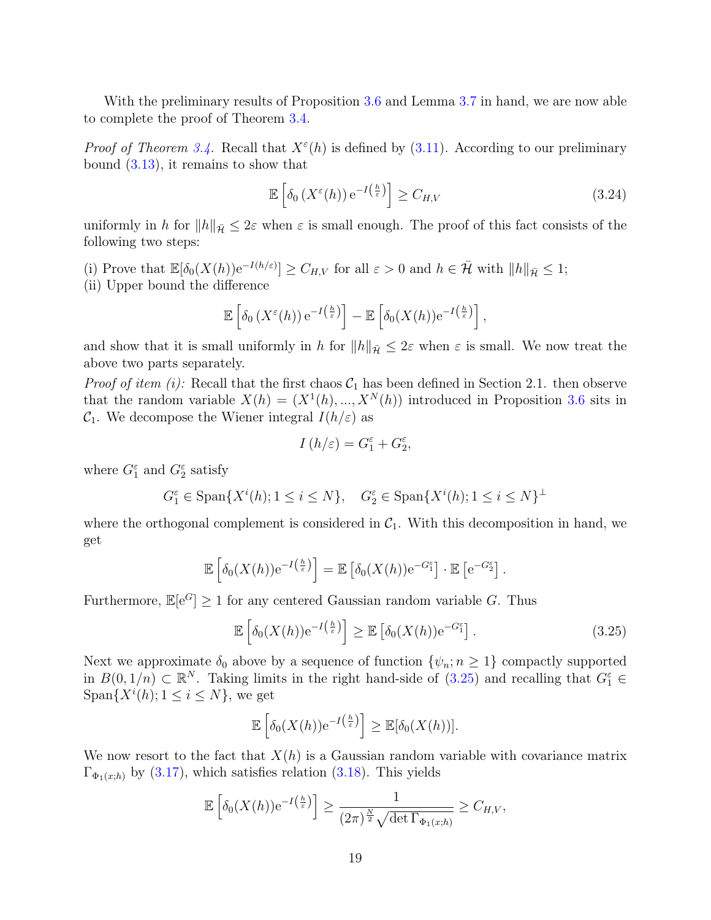With the preliminary results of Proposition 3.6 and Lemma 3.7 in hand, we are now able to complete the proof of Theorem 3.4.

*Proof of Theorem 3.4.* Recall that $X^\varepsilon(h)$ is defined by (3.11). According to our preliminary bound (3.13), it remains to show that

$$\mathbb{E}\left[\delta_0\left(X^\varepsilon(h)\right) \mathrm{e}^{-I\left(\frac{h}{\varepsilon}\right)}\right] \geq C_{H,V} \tag{3.24}$$

uniformly in $h$ for $\|h\|_{\bar{\mathcal{H}}} \leq 2\varepsilon$ when $\varepsilon$ is small enough. The proof of this fact consists of the following two steps:

(i) Prove that $\mathbb{E}[\delta_0(X(h))\mathrm{e}^{-I(h/\varepsilon)}] \geq C_{H,V}$ for all $\varepsilon > 0$ and $h \in \bar{\mathcal{H}}$ with $\|h\|_{\bar{\mathcal{H}}} \leq 1$;
(ii) Upper bound the difference

$$\mathbb{E}\left[\delta_0\left(X^\varepsilon(h)\right) \mathrm{e}^{-I\left(\frac{h}{\varepsilon}\right)}\right] - \mathbb{E}\left[\delta_0(X(h))\mathrm{e}^{-I\left(\frac{h}{\varepsilon}\right)}\right],$$

and show that it is small uniformly in $h$ for $\|h\|_{\bar{\mathcal{H}}} \leq 2\varepsilon$ when $\varepsilon$ is small. We now treat the above two parts separately.

*Proof of item (i):* Recall that the first chaos $\mathcal{C}_1$ has been defined in Section 2.1. then observe that the random variable $X(h) = (X^1(h), ..., X^N(h))$ introduced in Proposition 3.6 sits in $\mathcal{C}_1$. We decompose the Wiener integral $I(h/\varepsilon)$ as

$$I\left(h/\varepsilon\right) = G_1^\varepsilon + G_2^\varepsilon,$$

where $G_1^\varepsilon$ and $G_2^\varepsilon$ satisfy

$$G_1^\varepsilon \in \mathrm{Span}\{X^i(h); 1 \leq i \leq N\}, \quad G_2^\varepsilon \in \mathrm{Span}\{X^i(h); 1 \leq i \leq N\}^\perp$$

where the orthogonal complement is considered in $\mathcal{C}_1$. With this decomposition in hand, we get

$$\mathbb{E}\left[\delta_0(X(h))\mathrm{e}^{-I\left(\frac{h}{\varepsilon}\right)}\right] = \mathbb{E}\left[\delta_0(X(h))\mathrm{e}^{-G_1^\varepsilon}\right] \cdot \mathbb{E}\left[\mathrm{e}^{-G_2^\varepsilon}\right].$$

Furthermore, $\mathbb{E}[\mathrm{e}^G] \geq 1$ for any centered Gaussian random variable $G$. Thus

$$\mathbb{E}\left[\delta_0(X(h))\mathrm{e}^{-I\left(\frac{h}{\varepsilon}\right)}\right] \geq \mathbb{E}\left[\delta_0(X(h))\mathrm{e}^{-G_1^\varepsilon}\right]. \tag{3.25}$$

Next we approximate $\delta_0$ above by a sequence of function $\{\psi_n; n \geq 1\}$ compactly supported in $B(0, 1/n) \subset \mathbb{R}^N$. Taking limits in the right hand-side of (3.25) and recalling that $G_1^\varepsilon \in \mathrm{Span}\{X^i(h); 1 \leq i \leq N\}$, we get

$$\mathbb{E}\left[\delta_0(X(h))\mathrm{e}^{-I\left(\frac{h}{\varepsilon}\right)}\right] \geq \mathbb{E}[\delta_0(X(h))].$$

We now resort to the fact that $X(h)$ is a Gaussian random variable with covariance matrix $\Gamma_{\Phi_1(x;h)}$ by (3.17), which satisfies relation (3.18). This yields

$$\mathbb{E}\left[\delta_0(X(h))\mathrm{e}^{-I\left(\frac{h}{\varepsilon}\right)}\right] \geq \frac{1}{(2\pi)^{\frac{N}{2}}\sqrt{\det \Gamma_{\Phi_1(x;h)}}} \geq C_{H,V},$$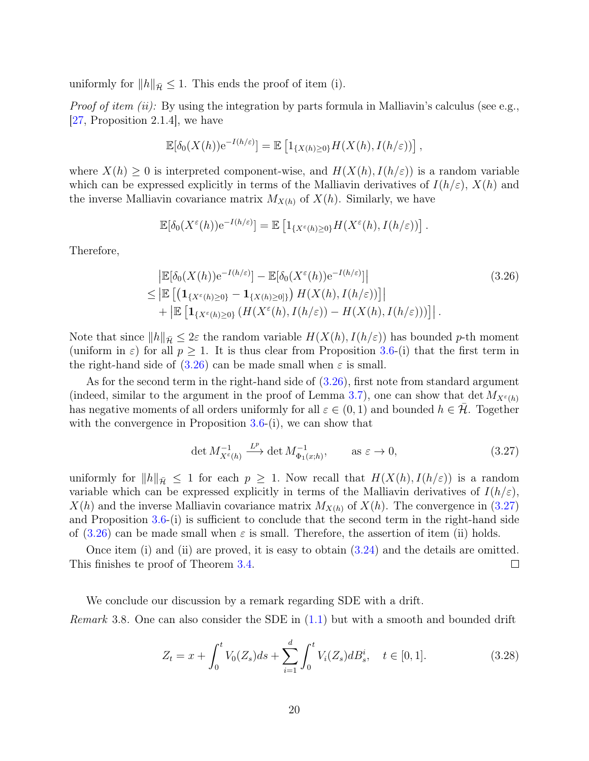uniformly for $\|h\|_{\bar{\mathcal{H}}} \leq 1$. This ends the proof of item (i).

*Proof of item (ii):* By using the integration by parts formula in Malliavin's calculus (see e.g., [27, Proposition 2.1.4], we have

$$\mathbb{E}[\delta_0(X(h))\mathrm{e}^{-I(h/\varepsilon)}] = \mathbb{E}\left[1_{\{X(h)\geq 0\}}H(X(h), I(h/\varepsilon))\right],$$

where $X(h) \geq 0$ is interpreted component-wise, and $H(X(h), I(h/\varepsilon))$ is a random variable which can be expressed explicitly in terms of the Malliavin derivatives of $I(h/\varepsilon)$, $X(h)$ and the inverse Malliavin covariance matrix $M_{X(h)}$ of $X(h)$. Similarly, we have

$$\mathbb{E}[\delta_0(X^\varepsilon(h))\mathrm{e}^{-I(h/\varepsilon)}] = \mathbb{E}\left[1_{\{X^\varepsilon(h)\geq 0\}}H(X^\varepsilon(h), I(h/\varepsilon))\right].$$

Therefore,

$$\begin{aligned}
&\left|\mathbb{E}[\delta_0(X(h))\mathrm{e}^{-I(h/\varepsilon)}] - \mathbb{E}[\delta_0(X^\varepsilon(h))\mathrm{e}^{-I(h/\varepsilon)}]\right| \\
\leq &\left|\mathbb{E}\left[\left(\mathbf{1}_{\{X^\varepsilon(h)\geq 0\}} - \mathbf{1}_{\{X(h)\geq 0]\}}\right)H(X(h), I(h/\varepsilon))\right]\right| \\
&+ \left|\mathbb{E}\left[\mathbf{1}_{\{X^\varepsilon(h)\geq 0\}}\left(H(X^\varepsilon(h), I(h/\varepsilon)) - H(X(h), I(h/\varepsilon))\right)\right]\right|.
\end{aligned} \tag{3.26}$$

Note that since $\|h\|_{\bar{\mathcal{H}}} \leq 2\varepsilon$ the random variable $H(X(h), I(h/\varepsilon))$ has bounded $p$-th moment (uniform in $\varepsilon$) for all $p \geq 1$. It is thus clear from Proposition 3.6-(i) that the first term in the right-hand side of (3.26) can be made small when $\varepsilon$ is small.

As for the second term in the right-hand side of (3.26), first note from standard argument (indeed, similar to the argument in the proof of Lemma 3.7), one can show that $\det M_{X^\varepsilon(h)}$ has negative moments of all orders uniformly for all $\varepsilon \in (0,1)$ and bounded $h \in \bar{\mathcal{H}}$. Together with the convergence in Proposition 3.6-(i), we can show that

$$\det M^{-1}_{X^\varepsilon(h)} \xrightarrow{L^p} \det M^{-1}_{\Phi_1(x;h)}, \qquad \text{as } \varepsilon \to 0, \tag{3.27}$$

uniformly for $\|h\|_{\bar{\mathcal{H}}} \leq 1$ for each $p \geq 1$. Now recall that $H(X(h), I(h/\varepsilon))$ is a random variable which can be expressed explicitly in terms of the Malliavin derivatives of $I(h/\varepsilon)$, $X(h)$ and the inverse Malliavin covariance matrix $M_{X(h)}$ of $X(h)$. The convergence in (3.27) and Proposition 3.6-(i) is sufficient to conclude that the second term in the right-hand side of (3.26) can be made small when $\varepsilon$ is small. Therefore, the assertion of item (ii) holds.

Once item (i) and (ii) are proved, it is easy to obtain (3.24) and the details are omitted. This finishes te proof of Theorem 3.4. ∎

We conclude our discussion by a remark regarding SDE with a drift.

*Remark* 3.8. One can also consider the SDE in (1.1) but with a smooth and bounded drift

$$Z_t = x + \int_0^t V_0(Z_s)ds + \sum_{i=1}^d \int_0^t V_i(Z_s)dB_s^i, \quad t \in [0,1]. \tag{3.28}$$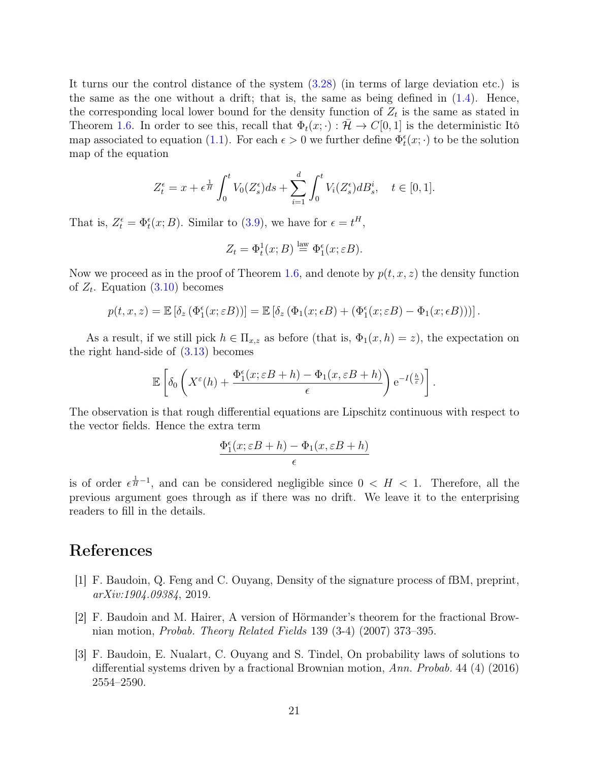It turns our the control distance of the system (3.28) (in terms of large deviation etc.) is the same as the one without a drift; that is, the same as being defined in (1.4). Hence, the corresponding local lower bound for the density function of $Z_t$ is the same as stated in Theorem 1.6. In order to see this, recall that $\Phi_t(x;\cdot) : \bar{\mathcal{H}} \to C[0,1]$ is the deterministic Itô map associated to equation (1.1). For each $\epsilon > 0$ we further define $\Phi_t^\epsilon(x;\cdot)$ to be the solution map of the equation

$$Z_t^\epsilon = x + \epsilon^{\frac{1}{H}} \int_0^t V_0(Z_s^\epsilon) ds + \sum_{i=1}^d \int_0^t V_i(Z_s^\epsilon) dB_s^i, \quad t \in [0,1].$$

That is, $Z_t^\epsilon = \Phi_t^\epsilon(x;B)$. Similar to (3.9), we have for $\epsilon = t^H$,

$$Z_t = \Phi_t^1(x;B) \overset{\text{law}}{=} \Phi_1^\epsilon(x;\varepsilon B).$$

Now we proceed as in the proof of Theorem 1.6, and denote by $p(t,x,z)$ the density function of $Z_t$. Equation (3.10) becomes

$$p(t,x,z) = \mathbb{E}\left[\delta_z\left(\Phi_1^\epsilon(x;\varepsilon B)\right)\right] = \mathbb{E}\left[\delta_z\left(\Phi_1(x;\epsilon B) + \left(\Phi_1^\epsilon(x;\varepsilon B) - \Phi_1(x;\epsilon B)\right)\right)\right].$$

As a result, if we still pick $h \in \Pi_{x,z}$ as before (that is, $\Phi_1(x,h) = z$), the expectation on the right hand-side of (3.13) becomes

$$\mathbb{E}\left[\delta_0\left(X^\varepsilon(h) + \frac{\Phi_1^\epsilon(x;\varepsilon B + h) - \Phi_1(x, \varepsilon B + h)}{\epsilon}\right) \mathrm{e}^{-I\left(\frac{h}{\varepsilon}\right)}\right].$$

The observation is that rough differential equations are Lipschitz continuous with respect to the vector fields. Hence the extra term

$$\frac{\Phi_1^\epsilon(x;\varepsilon B + h) - \Phi_1(x, \varepsilon B + h)}{\epsilon}$$

is of order $\epsilon^{\frac{1}{H}-1}$, and can be considered negligible since $0 < H < 1$. Therefore, all the previous argument goes through as if there was no drift. We leave it to the enterprising readers to fill in the details.

# References

[1] F. Baudoin, Q. Feng and C. Ouyang, Density of the signature process of fBM, preprint, *arXiv:1904.09384*, 2019.

[2] F. Baudoin and M. Hairer, A version of Hörmander's theorem for the fractional Brownian motion, *Probab. Theory Related Fields* 139 (3-4) (2007) 373–395.

[3] F. Baudoin, E. Nualart, C. Ouyang and S. Tindel, On probability laws of solutions to differential systems driven by a fractional Brownian motion, *Ann. Probab.* 44 (4) (2016) 2554–2590.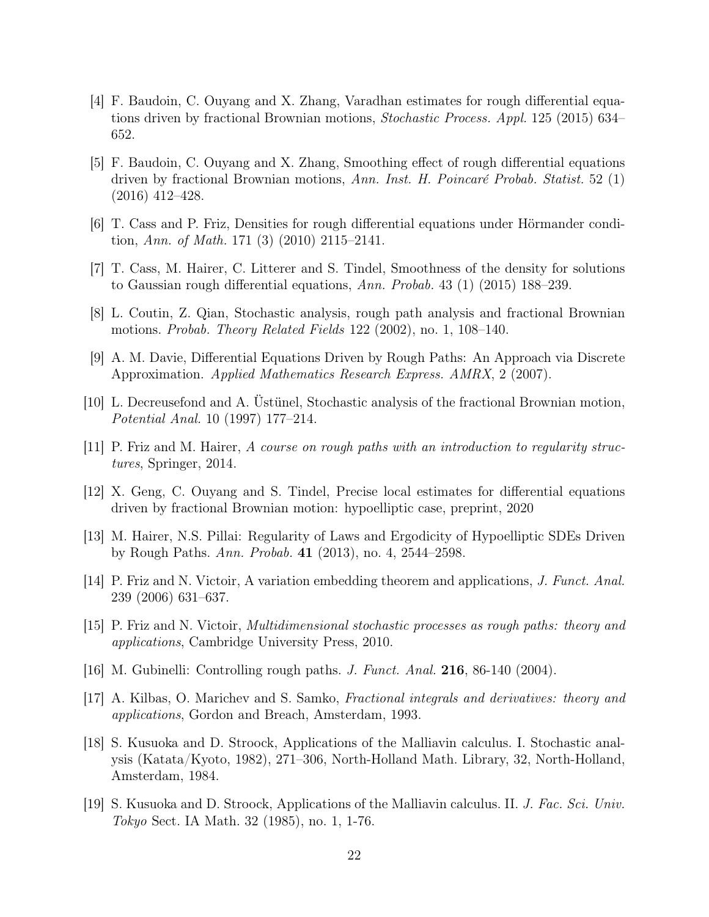[4] F. Baudoin, C. Ouyang and X. Zhang, Varadhan estimates for rough differential equations driven by fractional Brownian motions, *Stochastic Process. Appl.* 125 (2015) 634–652.

[5] F. Baudoin, C. Ouyang and X. Zhang, Smoothing effect of rough differential equations driven by fractional Brownian motions, *Ann. Inst. H. Poincaré Probab. Statist.* 52 (1) (2016) 412–428.

[6] T. Cass and P. Friz, Densities for rough differential equations under Hörmander condition, *Ann. of Math.* 171 (3) (2010) 2115–2141.

[7] T. Cass, M. Hairer, C. Litterer and S. Tindel, Smoothness of the density for solutions to Gaussian rough differential equations, *Ann. Probab.* 43 (1) (2015) 188–239.

[8] L. Coutin, Z. Qian, Stochastic analysis, rough path analysis and fractional Brownian motions. *Probab. Theory Related Fields* 122 (2002), no. 1, 108–140.

[9] A. M. Davie, Differential Equations Driven by Rough Paths: An Approach via Discrete Approximation. *Applied Mathematics Research Express. AMRX*, 2 (2007).

[10] L. Decreusefond and A. Üstünel, Stochastic analysis of the fractional Brownian motion, *Potential Anal.* 10 (1997) 177–214.

[11] P. Friz and M. Hairer, *A course on rough paths with an introduction to regularity structures*, Springer, 2014.

[12] X. Geng, C. Ouyang and S. Tindel, Precise local estimates for differential equations driven by fractional Brownian motion: hypoelliptic case, preprint, 2020

[13] M. Hairer, N.S. Pillai: Regularity of Laws and Ergodicity of Hypoelliptic SDEs Driven by Rough Paths. *Ann. Probab.* **41** (2013), no. 4, 2544–2598.

[14] P. Friz and N. Victoir, A variation embedding theorem and applications, *J. Funct. Anal.* 239 (2006) 631–637.

[15] P. Friz and N. Victoir, *Multidimensional stochastic processes as rough paths: theory and applications*, Cambridge University Press, 2010.

[16] M. Gubinelli: Controlling rough paths. *J. Funct. Anal.* **216**, 86-140 (2004).

[17] A. Kilbas, O. Marichev and S. Samko, *Fractional integrals and derivatives: theory and applications*, Gordon and Breach, Amsterdam, 1993.

[18] S. Kusuoka and D. Stroock, Applications of the Malliavin calculus. I. Stochastic analysis (Katata/Kyoto, 1982), 271–306, North-Holland Math. Library, 32, North-Holland, Amsterdam, 1984.

[19] S. Kusuoka and D. Stroock, Applications of the Malliavin calculus. II. *J. Fac. Sci. Univ. Tokyo* Sect. IA Math. 32 (1985), no. 1, 1-76.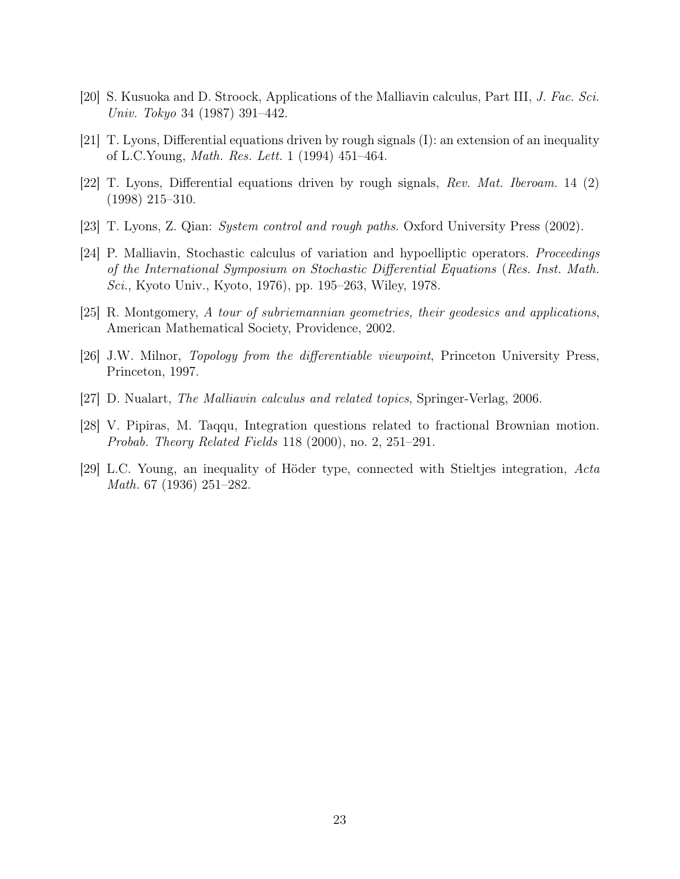[20] S. Kusuoka and D. Stroock, Applications of the Malliavin calculus, Part III, *J. Fac. Sci. Univ. Tokyo* 34 (1987) 391–442.

[21] T. Lyons, Differential equations driven by rough signals (I): an extension of an inequality of L.C.Young, *Math. Res. Lett.* 1 (1994) 451–464.

[22] T. Lyons, Differential equations driven by rough signals, *Rev. Mat. Iberoam.* 14 (2) (1998) 215–310.

[23] T. Lyons, Z. Qian: *System control and rough paths.* Oxford University Press (2002).

[24] P. Malliavin, Stochastic calculus of variation and hypoelliptic operators. *Proceedings of the International Symposium on Stochastic Differential Equations* (*Res. Inst. Math. Sci.*, Kyoto Univ., Kyoto, 1976), pp. 195–263, Wiley, 1978.

[25] R. Montgomery, *A tour of subriemannian geometries, their geodesics and applications*, American Mathematical Society, Providence, 2002.

[26] J.W. Milnor, *Topology from the differentiable viewpoint*, Princeton University Press, Princeton, 1997.

[27] D. Nualart, *The Malliavin calculus and related topics*, Springer-Verlag, 2006.

[28] V. Pipiras, M. Taqqu, Integration questions related to fractional Brownian motion. *Probab. Theory Related Fields* 118 (2000), no. 2, 251–291.

[29] L.C. Young, an inequality of Höder type, connected with Stieltjes integration, *Acta Math.* 67 (1936) 251–282.